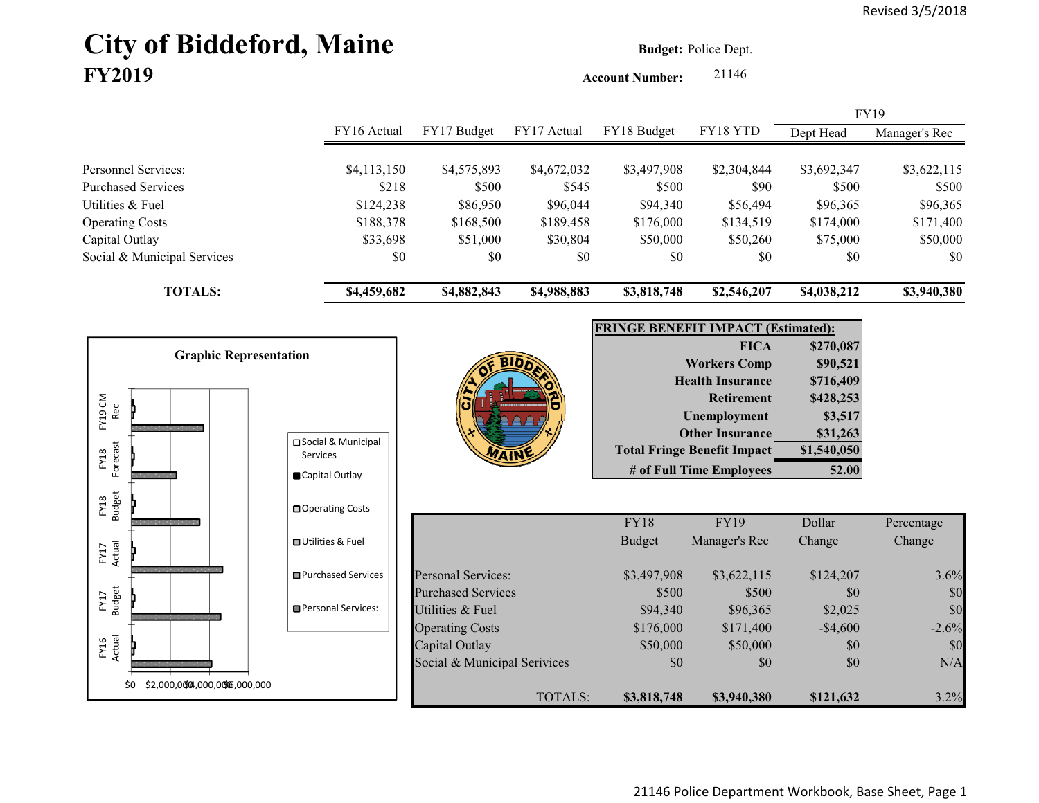Revised 3/5/2018

# City of Biddeford, Maine

## FY2019

**Budget:** Police Dept.

**Account Number:** 21146

| | FY16 Actual | FY17 Budget | FY17 Actual | FY18 Budget | FY18 YTD | FY19 Dept Head | FY19 Manager's Rec |
|---|---|---|---|---|---|---|---|
| Personnel Services: | $4,113,150 | $4,575,893 | $4,672,032 | $3,497,908 | $2,304,844 | $3,692,347 | $3,622,115 |
| Purchased Services | $218 | $500 | $545 | $500 | $90 | $500 | $500 |
| Utilities & Fuel | $124,238 | $86,950 | $96,044 | $94,340 | $56,494 | $96,365 | $96,365 |
| Operating Costs | $188,378 | $168,500 | $189,458 | $176,000 | $134,519 | $174,000 | $171,400 |
| Capital Outlay | $33,698 | $51,000 | $30,804 | $50,000 | $50,260 | $75,000 | $50,000 |
| Social & Municipal Services | $0 | $0 | $0 | $0 | $0 | $0 | $0 |
| **TOTALS:** | **$4,459,682** | **$4,882,843** | **$4,988,883** | **$3,818,748** | **$2,546,207** | **$4,038,212** | **$3,940,380** |

**Graphic Representation**

Legend: Social & Municipal Services; Capital Outlay; Operating Costs; Utilities & Fuel; Purchased Services; Personal Services:

Categories: FY16 Actual; FY17 Budget; FY17 Actual; FY18 Budget; FY18 Forecast; FY19 CM Rec

Axis: $0 $2,000,000 $4,000,000 $6,000,000

| **FRINGE BENEFIT IMPACT (Estimated):** | |
|---|---|
| **FICA** | **$270,087** |
| **Workers Comp** | **$90,521** |
| **Health Insurance** | **$716,409** |
| **Retirement** | **$428,253** |
| **Unemployment** | **$3,517** |
| **Other Insurance** | **$31,263** |
| **Total Fringe Benefit Impact** | **$1,540,050** |
| **# of Full Time Employees** | **52.00** |

| | FY18 Budget | FY19 Manager's Rec | Dollar Change | Percentage Change |
|---|---|---|---|---|
| Personal Services: | $3,497,908 | $3,622,115 | $124,207 | 3.6% |
| Purchased Services | $500 | $500 | $0 | $0 |
| Utilities & Fuel | $94,340 | $96,365 | $2,025 | $0 |
| Operating Costs | $176,000 | $171,400 | -$4,600 | -2.6% |
| Capital Outlay | $50,000 | $50,000 | $0 | $0 |
| Social & Municipal Services | $0 | $0 | $0 | N/A |
| TOTALS: | **$3,818,748** | **$3,940,380** | **$121,632** | 3.2% |

21146 Police Department Workbook, Base Sheet, Page 1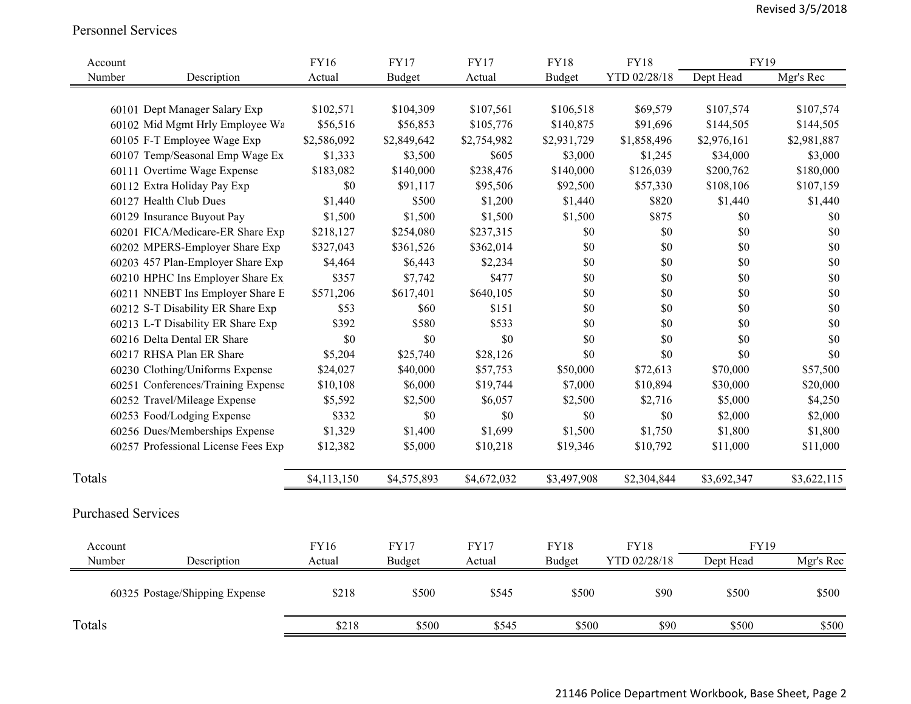## Personnel Services

| Account Number | Description | FY16 Actual | FY17 Budget | FY17 Actual | FY18 Budget | FY18 YTD 02/28/18 | FY19 Dept Head | FY19 Mgr's Rec |
|---|---|---|---|---|---|---|---|---|
| 60101 | Dept Manager Salary Exp | $102,571 | $104,309 | $107,561 | $106,518 | $69,579 | $107,574 | $107,574 |
| 60102 | Mid Mgmt Hrly Employee Wa | $56,516 | $56,853 | $105,776 | $140,875 | $91,696 | $144,505 | $144,505 |
| 60105 | F-T Employee Wage Exp | $2,586,092 | $2,849,642 | $2,754,982 | $2,931,729 | $1,858,496 | $2,976,161 | $2,981,887 |
| 60107 | Temp/Seasonal Emp Wage Ex | $1,333 | $3,500 | $605 | $3,000 | $1,245 | $34,000 | $3,000 |
| 60111 | Overtime Wage Expense | $183,082 | $140,000 | $238,476 | $140,000 | $126,039 | $200,762 | $180,000 |
| 60112 | Extra Holiday Pay Exp | $0 | $91,117 | $95,506 | $92,500 | $57,330 | $108,106 | $107,159 |
| 60127 | Health Club Dues | $1,440 | $500 | $1,200 | $1,440 | $820 | $1,440 | $1,440 |
| 60129 | Insurance Buyout Pay | $1,500 | $1,500 | $1,500 | $1,500 | $875 | $0 | $0 |
| 60201 | FICA/Medicare-ER Share Exp | $218,127 | $254,080 | $237,315 | $0 | $0 | $0 | $0 |
| 60202 | MPERS-Employer Share Exp | $327,043 | $361,526 | $362,014 | $0 | $0 | $0 | $0 |
| 60203 | 457 Plan-Employer Share Exp | $4,464 | $6,443 | $2,234 | $0 | $0 | $0 | $0 |
| 60210 | HPHC Ins Employer Share Ex | $357 | $7,742 | $477 | $0 | $0 | $0 | $0 |
| 60211 | NNEBT Ins Employer Share E | $571,206 | $617,401 | $640,105 | $0 | $0 | $0 | $0 |
| 60212 | S-T Disability ER Share Exp | $53 | $60 | $151 | $0 | $0 | $0 | $0 |
| 60213 | L-T Disability ER Share Exp | $392 | $580 | $533 | $0 | $0 | $0 | $0 |
| 60216 | Delta Dental ER Share | $0 | $0 | $0 | $0 | $0 | $0 | $0 |
| 60217 | RHSA Plan ER Share | $5,204 | $25,740 | $28,126 | $0 | $0 | $0 | $0 |
| 60230 | Clothing/Uniforms Expense | $24,027 | $40,000 | $57,753 | $50,000 | $72,613 | $70,000 | $57,500 |
| 60251 | Conferences/Training Expense | $10,108 | $6,000 | $19,744 | $7,000 | $10,894 | $30,000 | $20,000 |
| 60252 | Travel/Mileage Expense | $5,592 | $2,500 | $6,057 | $2,500 | $2,716 | $5,000 | $4,250 |
| 60253 | Food/Lodging Expense | $332 | $0 | $0 | $0 | $0 | $2,000 | $2,000 |
| 60256 | Dues/Memberships Expense | $1,329 | $1,400 | $1,699 | $1,500 | $1,750 | $1,800 | $1,800 |
| 60257 | Professional License Fees Exp | $12,382 | $5,000 | $10,218 | $19,346 | $10,792 | $11,000 | $11,000 |
| **Totals** | | $4,113,150 | $4,575,893 | $4,672,032 | $3,497,908 | $2,304,844 | $3,692,347 | $3,622,115 |

## Purchased Services

| Account Number | Description | FY16 Actual | FY17 Budget | FY17 Actual | FY18 Budget | FY18 YTD 02/28/18 | FY19 Dept Head | FY19 Mgr's Rec |
|---|---|---|---|---|---|---|---|---|
| 60325 | Postage/Shipping Expense | $218 | $500 | $545 | $500 | $90 | $500 | $500 |
| **Totals** | | $218 | $500 | $545 | $500 | $90 | $500 | $500 |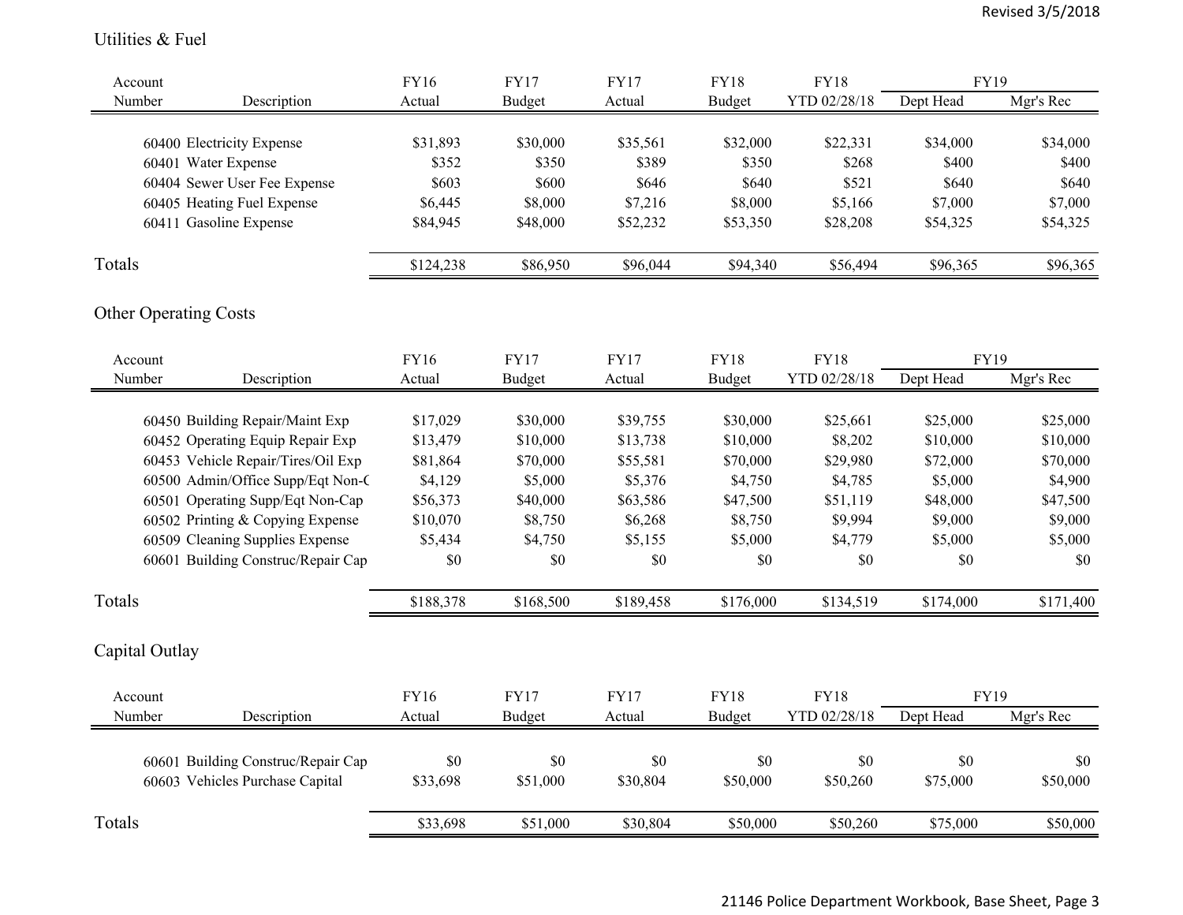Revised 3/5/2018

## Utilities & Fuel

| Account Number | Description | FY16 Actual | FY17 Budget | FY17 Actual | FY18 Budget | FY18 YTD 02/28/18 | FY19 Dept Head | FY19 Mgr's Rec |
|---|---|---|---|---|---|---|---|---|
| 60400 | Electricity Expense | $31,893 | $30,000 | $35,561 | $32,000 | $22,331 | $34,000 | $34,000 |
| 60401 | Water Expense | $352 | $350 | $389 | $350 | $268 | $400 | $400 |
| 60404 | Sewer User Fee Expense | $603 | $600 | $646 | $640 | $521 | $640 | $640 |
| 60405 | Heating Fuel Expense | $6,445 | $8,000 | $7,216 | $8,000 | $5,166 | $7,000 | $7,000 |
| 60411 | Gasoline Expense | $84,945 | $48,000 | $52,232 | $53,350 | $28,208 | $54,325 | $54,325 |
| Totals | | $124,238 | $86,950 | $96,044 | $94,340 | $56,494 | $96,365 | $96,365 |

## Other Operating Costs

| Account Number | Description | FY16 Actual | FY17 Budget | FY17 Actual | FY18 Budget | FY18 YTD 02/28/18 | FY19 Dept Head | FY19 Mgr's Rec |
|---|---|---|---|---|---|---|---|---|
| 60450 | Building Repair/Maint Exp | $17,029 | $30,000 | $39,755 | $30,000 | $25,661 | $25,000 | $25,000 |
| 60452 | Operating Equip Repair Exp | $13,479 | $10,000 | $13,738 | $10,000 | $8,202 | $10,000 | $10,000 |
| 60453 | Vehicle Repair/Tires/Oil Exp | $81,864 | $70,000 | $55,581 | $70,000 | $29,980 | $72,000 | $70,000 |
| 60500 | Admin/Office Supp/Eqt Non-C | $4,129 | $5,000 | $5,376 | $4,750 | $4,785 | $5,000 | $4,900 |
| 60501 | Operating Supp/Eqt Non-Cap | $56,373 | $40,000 | $63,586 | $47,500 | $51,119 | $48,000 | $47,500 |
| 60502 | Printing & Copying Expense | $10,070 | $8,750 | $6,268 | $8,750 | $9,994 | $9,000 | $9,000 |
| 60509 | Cleaning Supplies Expense | $5,434 | $4,750 | $5,155 | $5,000 | $4,779 | $5,000 | $5,000 |
| 60601 | Building Construc/Repair Cap | $0 | $0 | $0 | $0 | $0 | $0 | $0 |
| Totals | | $188,378 | $168,500 | $189,458 | $176,000 | $134,519 | $174,000 | $171,400 |

## Capital Outlay

| Account Number | Description | FY16 Actual | FY17 Budget | FY17 Actual | FY18 Budget | FY18 YTD 02/28/18 | FY19 Dept Head | FY19 Mgr's Rec |
|---|---|---|---|---|---|---|---|---|
| 60601 | Building Construc/Repair Cap | $0 | $0 | $0 | $0 | $0 | $0 | $0 |
| 60603 | Vehicles Purchase Capital | $33,698 | $51,000 | $30,804 | $50,000 | $50,260 | $75,000 | $50,000 |
| Totals | | $33,698 | $51,000 | $30,804 | $50,000 | $50,260 | $75,000 | $50,000 |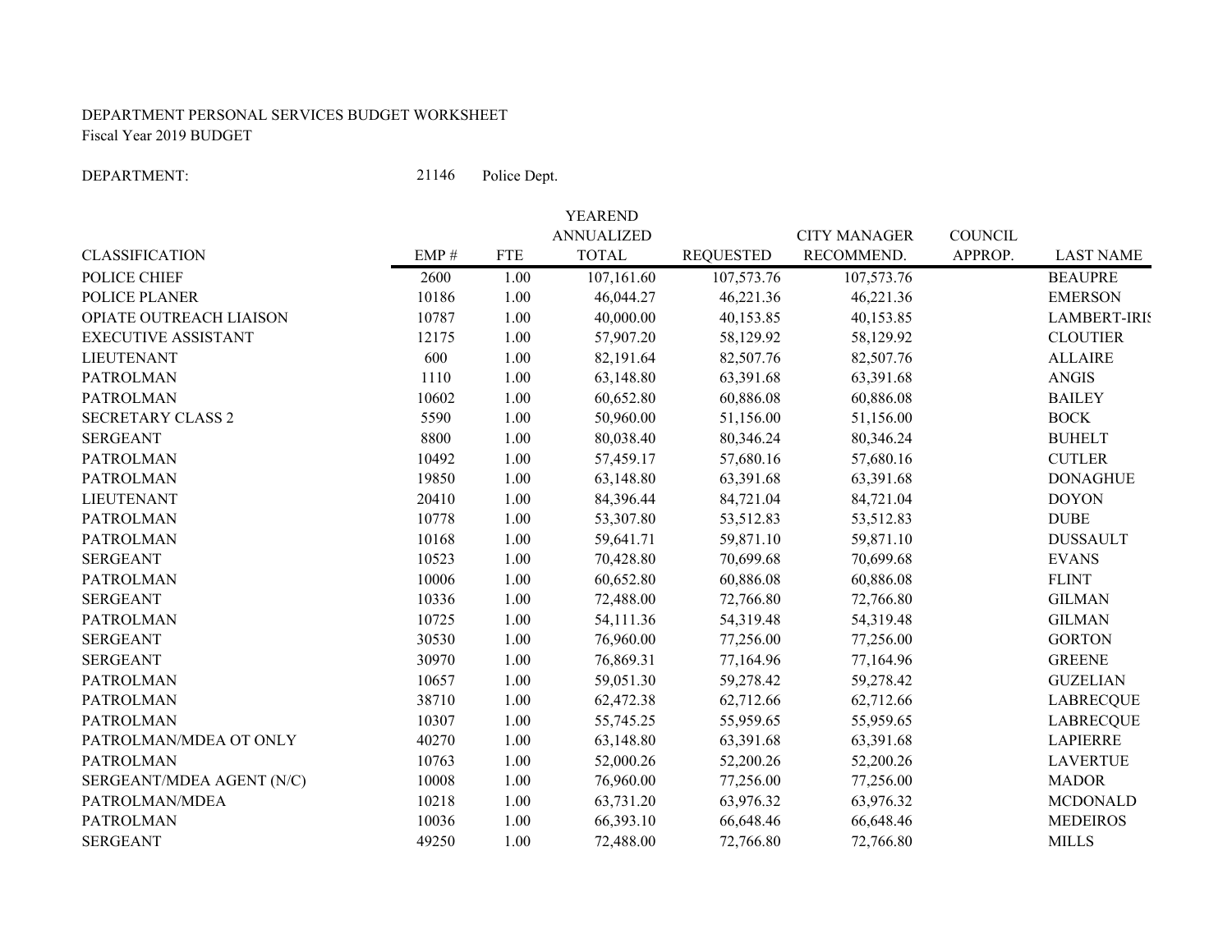DEPARTMENT PERSONAL SERVICES BUDGET WORKSHEET
Fiscal Year 2019 BUDGET

DEPARTMENT: 21146 Police Dept.

| CLASSIFICATION | EMP # | FTE | YEAREND ANNUALIZED TOTAL | REQUESTED | CITY MANAGER RECOMMEND. | COUNCIL APPROP. | LAST NAME |
|---|---|---|---|---|---|---|---|
| POLICE CHIEF | 2600 | 1.00 | 107,161.60 | 107,573.76 | 107,573.76 | | BEAUPRE |
| POLICE PLANER | 10186 | 1.00 | 46,044.27 | 46,221.36 | 46,221.36 | | EMERSON |
| OPIATE OUTREACH LIAISON | 10787 | 1.00 | 40,000.00 | 40,153.85 | 40,153.85 | | LAMBERT-IRIS |
| EXECUTIVE ASSISTANT | 12175 | 1.00 | 57,907.20 | 58,129.92 | 58,129.92 | | CLOUTIER |
| LIEUTENANT | 600 | 1.00 | 82,191.64 | 82,507.76 | 82,507.76 | | ALLAIRE |
| PATROLMAN | 1110 | 1.00 | 63,148.80 | 63,391.68 | 63,391.68 | | ANGIS |
| PATROLMAN | 10602 | 1.00 | 60,652.80 | 60,886.08 | 60,886.08 | | BAILEY |
| SECRETARY CLASS 2 | 5590 | 1.00 | 50,960.00 | 51,156.00 | 51,156.00 | | BOCK |
| SERGEANT | 8800 | 1.00 | 80,038.40 | 80,346.24 | 80,346.24 | | BUHELT |
| PATROLMAN | 10492 | 1.00 | 57,459.17 | 57,680.16 | 57,680.16 | | CUTLER |
| PATROLMAN | 19850 | 1.00 | 63,148.80 | 63,391.68 | 63,391.68 | | DONAGHUE |
| LIEUTENANT | 20410 | 1.00 | 84,396.44 | 84,721.04 | 84,721.04 | | DOYON |
| PATROLMAN | 10778 | 1.00 | 53,307.80 | 53,512.83 | 53,512.83 | | DUBE |
| PATROLMAN | 10168 | 1.00 | 59,641.71 | 59,871.10 | 59,871.10 | | DUSSAULT |
| SERGEANT | 10523 | 1.00 | 70,428.80 | 70,699.68 | 70,699.68 | | EVANS |
| PATROLMAN | 10006 | 1.00 | 60,652.80 | 60,886.08 | 60,886.08 | | FLINT |
| SERGEANT | 10336 | 1.00 | 72,488.00 | 72,766.80 | 72,766.80 | | GILMAN |
| PATROLMAN | 10725 | 1.00 | 54,111.36 | 54,319.48 | 54,319.48 | | GILMAN |
| SERGEANT | 30530 | 1.00 | 76,960.00 | 77,256.00 | 77,256.00 | | GORTON |
| SERGEANT | 30970 | 1.00 | 76,869.31 | 77,164.96 | 77,164.96 | | GREENE |
| PATROLMAN | 10657 | 1.00 | 59,051.30 | 59,278.42 | 59,278.42 | | GUZELIAN |
| PATROLMAN | 38710 | 1.00 | 62,472.38 | 62,712.66 | 62,712.66 | | LABRECQUE |
| PATROLMAN | 10307 | 1.00 | 55,745.25 | 55,959.65 | 55,959.65 | | LABRECQUE |
| PATROLMAN/MDEA OT ONLY | 40270 | 1.00 | 63,148.80 | 63,391.68 | 63,391.68 | | LAPIERRE |
| PATROLMAN | 10763 | 1.00 | 52,000.26 | 52,200.26 | 52,200.26 | | LAVERTUE |
| SERGEANT/MDEA AGENT (N/C) | 10008 | 1.00 | 76,960.00 | 77,256.00 | 77,256.00 | | MADOR |
| PATROLMAN/MDEA | 10218 | 1.00 | 63,731.20 | 63,976.32 | 63,976.32 | | MCDONALD |
| PATROLMAN | 10036 | 1.00 | 66,393.10 | 66,648.46 | 66,648.46 | | MEDEIROS |
| SERGEANT | 49250 | 1.00 | 72,488.00 | 72,766.80 | 72,766.80 | | MILLS |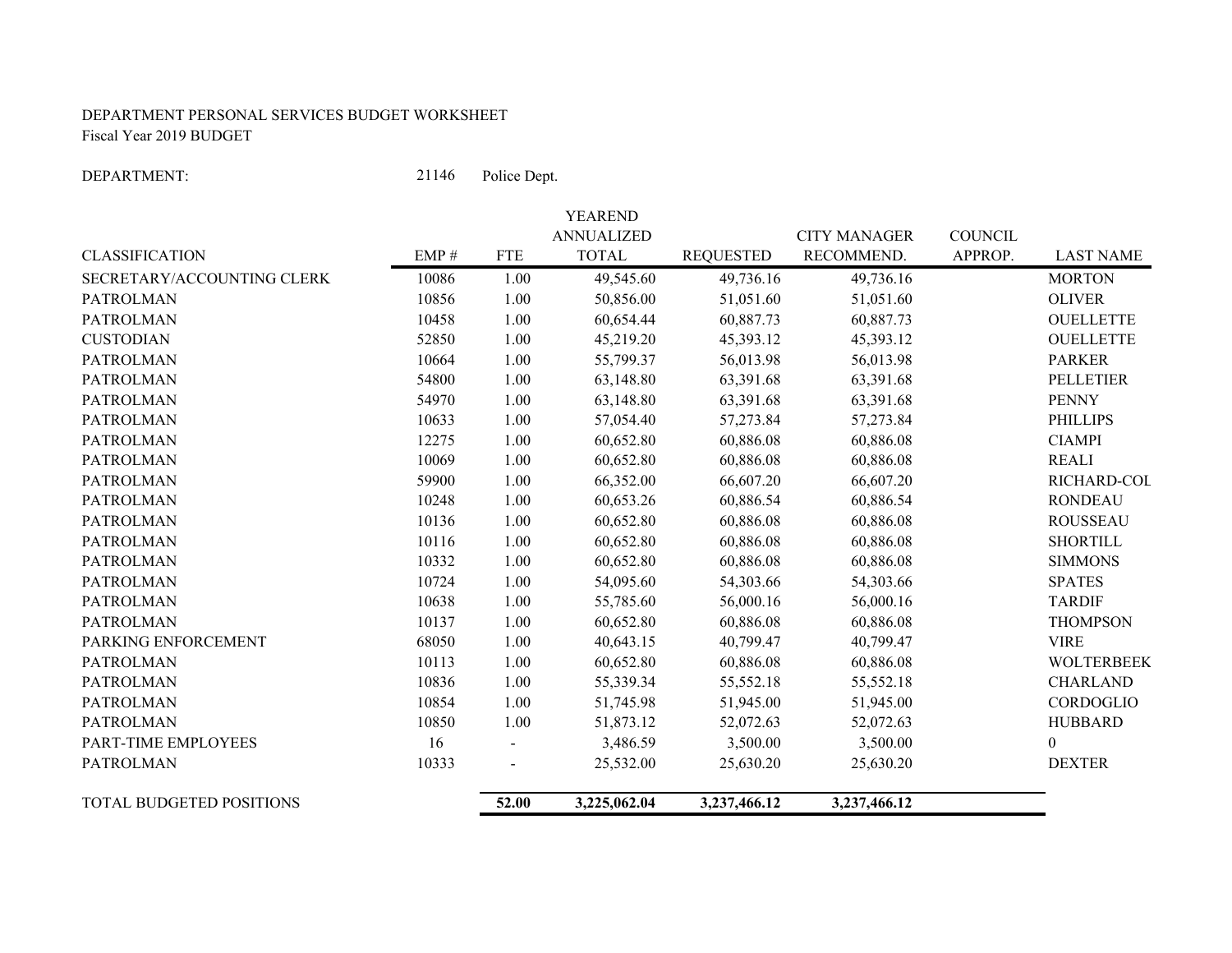DEPARTMENT PERSONAL SERVICES BUDGET WORKSHEET
Fiscal Year 2019 BUDGET

DEPARTMENT: 21146 Police Dept.

| CLASSIFICATION | EMP # | FTE | YEAREND ANNUALIZED TOTAL | REQUESTED | CITY MANAGER RECOMMEND. | COUNCIL APPROP. | LAST NAME |
|---|---|---|---|---|---|---|---|
| SECRETARY/ACCOUNTING CLERK | 10086 | 1.00 | 49,545.60 | 49,736.16 | 49,736.16 | | MORTON |
| PATROLMAN | 10856 | 1.00 | 50,856.00 | 51,051.60 | 51,051.60 | | OLIVER |
| PATROLMAN | 10458 | 1.00 | 60,654.44 | 60,887.73 | 60,887.73 | | OUELLETTE |
| CUSTODIAN | 52850 | 1.00 | 45,219.20 | 45,393.12 | 45,393.12 | | OUELLETTE |
| PATROLMAN | 10664 | 1.00 | 55,799.37 | 56,013.98 | 56,013.98 | | PARKER |
| PATROLMAN | 54800 | 1.00 | 63,148.80 | 63,391.68 | 63,391.68 | | PELLETIER |
| PATROLMAN | 54970 | 1.00 | 63,148.80 | 63,391.68 | 63,391.68 | | PENNY |
| PATROLMAN | 10633 | 1.00 | 57,054.40 | 57,273.84 | 57,273.84 | | PHILLIPS |
| PATROLMAN | 12275 | 1.00 | 60,652.80 | 60,886.08 | 60,886.08 | | CIAMPI |
| PATROLMAN | 10069 | 1.00 | 60,652.80 | 60,886.08 | 60,886.08 | | REALI |
| PATROLMAN | 59900 | 1.00 | 66,352.00 | 66,607.20 | 66,607.20 | | RICHARD-COL |
| PATROLMAN | 10248 | 1.00 | 60,653.26 | 60,886.54 | 60,886.54 | | RONDEAU |
| PATROLMAN | 10136 | 1.00 | 60,652.80 | 60,886.08 | 60,886.08 | | ROUSSEAU |
| PATROLMAN | 10116 | 1.00 | 60,652.80 | 60,886.08 | 60,886.08 | | SHORTILL |
| PATROLMAN | 10332 | 1.00 | 60,652.80 | 60,886.08 | 60,886.08 | | SIMMONS |
| PATROLMAN | 10724 | 1.00 | 54,095.60 | 54,303.66 | 54,303.66 | | SPATES |
| PATROLMAN | 10638 | 1.00 | 55,785.60 | 56,000.16 | 56,000.16 | | TARDIF |
| PATROLMAN | 10137 | 1.00 | 60,652.80 | 60,886.08 | 60,886.08 | | THOMPSON |
| PARKING ENFORCEMENT | 68050 | 1.00 | 40,643.15 | 40,799.47 | 40,799.47 | | VIRE |
| PATROLMAN | 10113 | 1.00 | 60,652.80 | 60,886.08 | 60,886.08 | | WOLTERBEEK |
| PATROLMAN | 10836 | 1.00 | 55,339.34 | 55,552.18 | 55,552.18 | | CHARLAND |
| PATROLMAN | 10854 | 1.00 | 51,745.98 | 51,945.00 | 51,945.00 | | CORDOGLIO |
| PATROLMAN | 10850 | 1.00 | 51,873.12 | 52,072.63 | 52,072.63 | | HUBBARD |
| PART-TIME EMPLOYEES | 16 | - | 3,486.59 | 3,500.00 | 3,500.00 | | 0 |
| PATROLMAN | 10333 | - | 25,532.00 | 25,630.20 | 25,630.20 | | DEXTER |
| TOTAL BUDGETED POSITIONS | | **52.00** | **3,225,062.04** | **3,237,466.12** | **3,237,466.12** | | |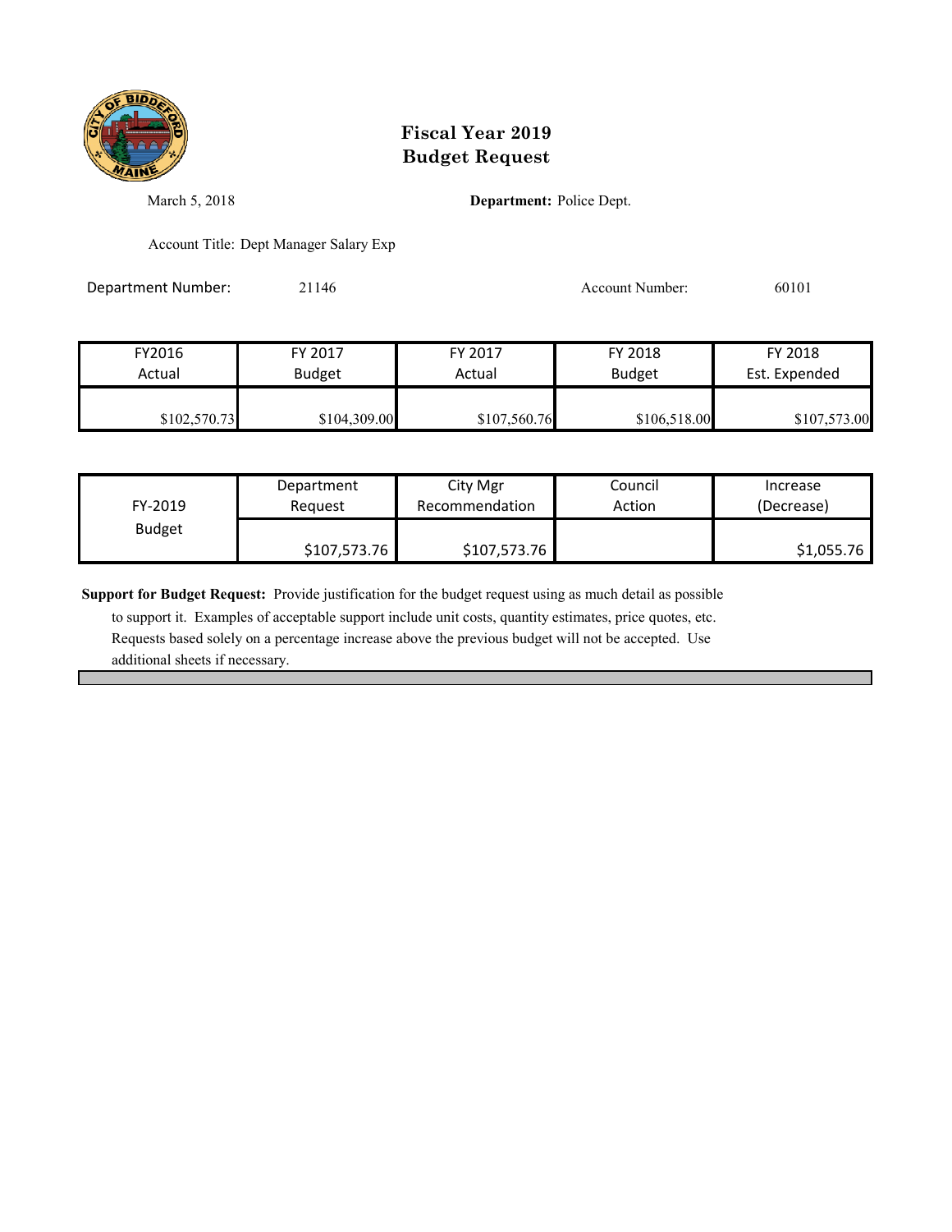# Fiscal Year 2019
# Budget Request

March 5, 2018

**Department:** Police Dept.

Account Title: Dept Manager Salary Exp

Department Number: 21146

Account Number: 60101

| FY2016 Actual | FY 2017 Budget | FY 2017 Actual | FY 2018 Budget | FY 2018 Est. Expended |
|---|---|---|---|---|
| $102,570.73 | $104,309.00 | $107,560.76 | $106,518.00 | $107,573.00 |

| FY-2019 Budget | Department Request | City Mgr Recommendation | Council Action | Increase (Decrease) |
|---|---|---|---|---|
| | $107,573.76 | $107,573.76 | | $1,055.76 |

**Support for Budget Request:** Provide justification for the budget request using as much detail as possible to support it. Examples of acceptable support include unit costs, quantity estimates, price quotes, etc. Requests based solely on a percentage increase above the previous budget will not be accepted. Use additional sheets if necessary.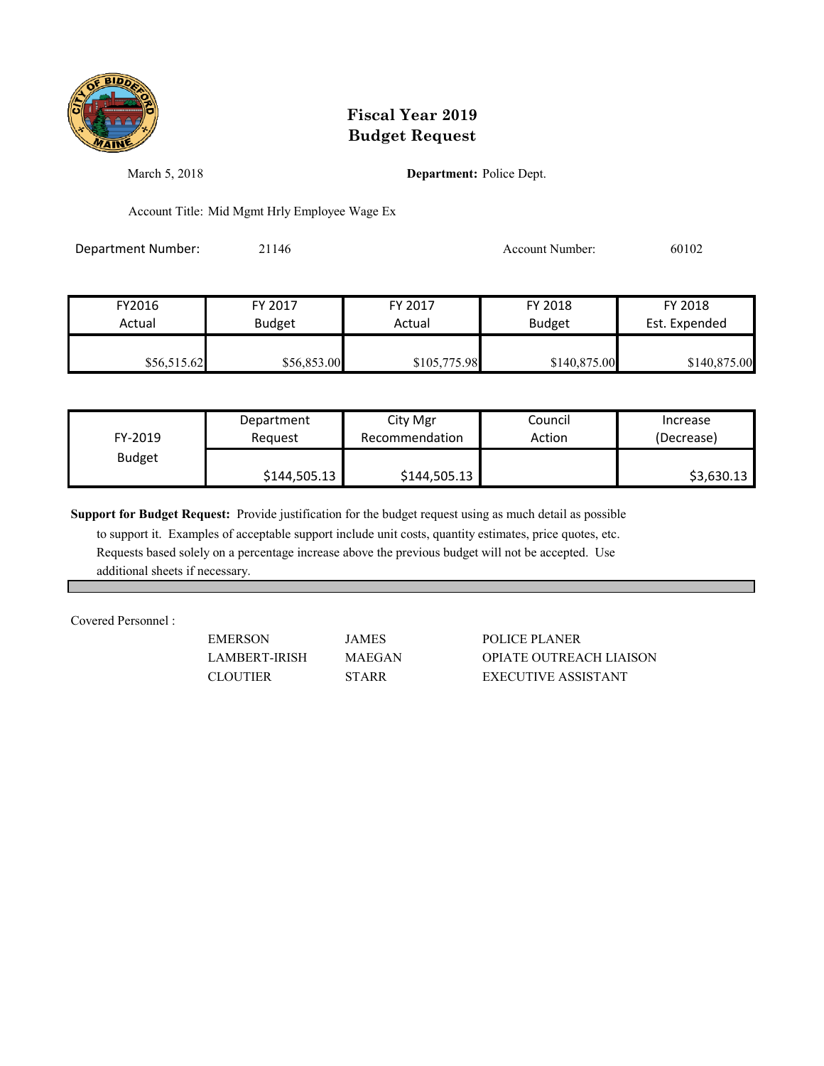# Fiscal Year 2019
# Budget Request

March 5, 2018

**Department:** Police Dept.

Account Title: Mid Mgmt Hrly Employee Wage Ex

Department Number: 21146

Account Number: 60102

| FY2016 Actual | FY 2017 Budget | FY 2017 Actual | FY 2018 Budget | FY 2018 Est. Expended |
|---|---|---|---|---|
| $56,515.62 | $56,853.00 | $105,775.98 | $140,875.00 | $140,875.00 |

| FY-2019 Budget | Department Request | City Mgr Recommendation | Council Action | Increase (Decrease) |
|---|---|---|---|---|
| | $144,505.13 | $144,505.13 | | $3,630.13 |

**Support for Budget Request:** Provide justification for the budget request using as much detail as possible to support it. Examples of acceptable support include unit costs, quantity estimates, price quotes, etc. Requests based solely on a percentage increase above the previous budget will not be accepted. Use additional sheets if necessary.

Covered Personnel :

| | | |
|---|---|---|
| EMERSON | JAMES | POLICE PLANER |
| LAMBERT-IRISH | MAEGAN | OPIATE OUTREACH LIAISON |
| CLOUTIER | STARR | EXECUTIVE ASSISTANT |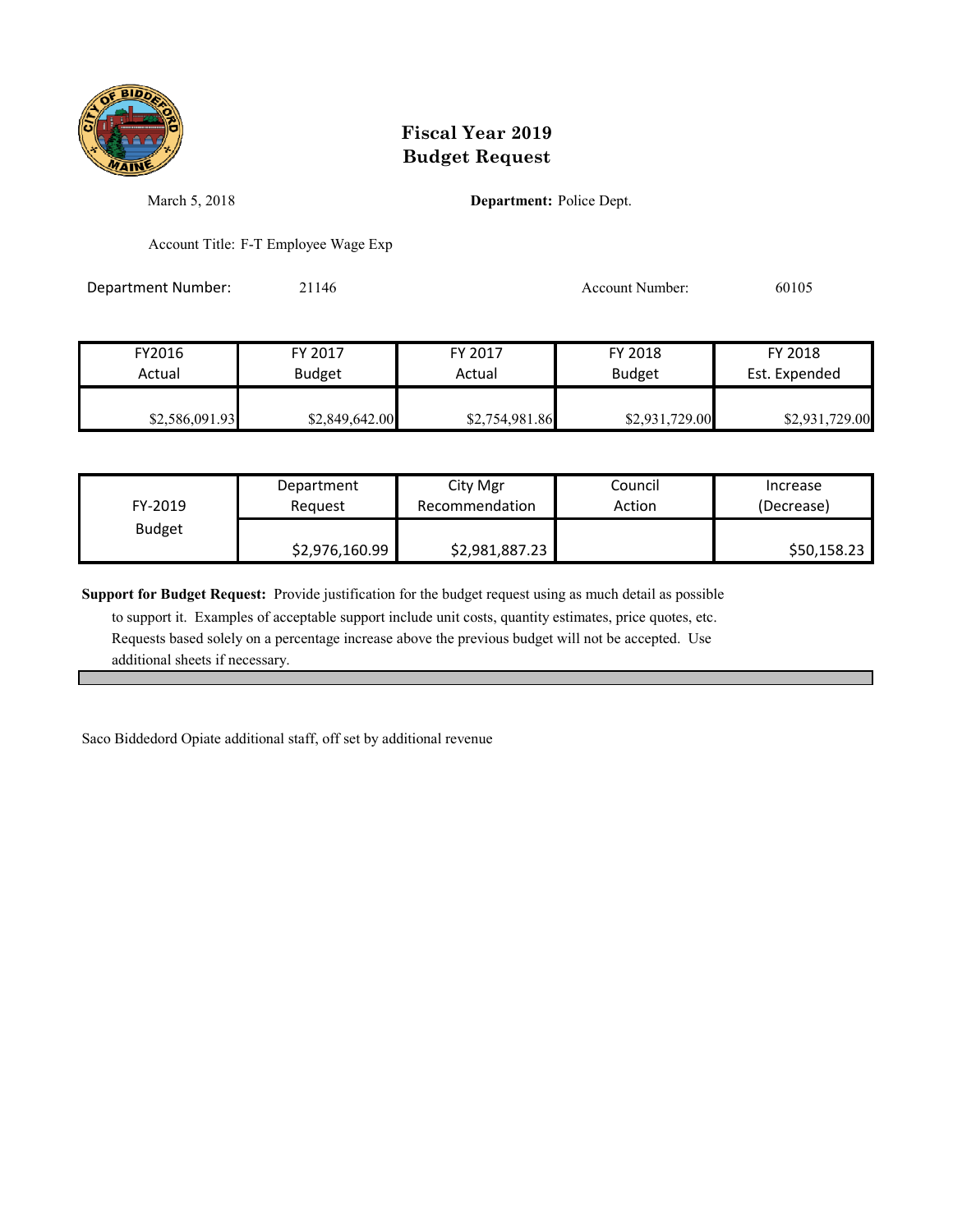# Fiscal Year 2019
# Budget Request

March 5, 2018

**Department:** Police Dept.

Account Title: F-T Employee Wage Exp

Department Number: 21146

Account Number: 60105

| FY2016 Actual | FY 2017 Budget | FY 2017 Actual | FY 2018 Budget | FY 2018 Est. Expended |
|---|---|---|---|---|
| $2,586,091.93 | $2,849,642.00 | $2,754,981.86 | $2,931,729.00 | $2,931,729.00 |

| FY-2019 Budget | Department Request | City Mgr Recommendation | Council Action | Increase (Decrease) |
|---|---|---|---|---|
| | $2,976,160.99 | $2,981,887.23 | | $50,158.23 |

**Support for Budget Request:** Provide justification for the budget request using as much detail as possible to support it. Examples of acceptable support include unit costs, quantity estimates, price quotes, etc. Requests based solely on a percentage increase above the previous budget will not be accepted. Use additional sheets if necessary.

Saco Biddedord Opiate additional staff, off set by additional revenue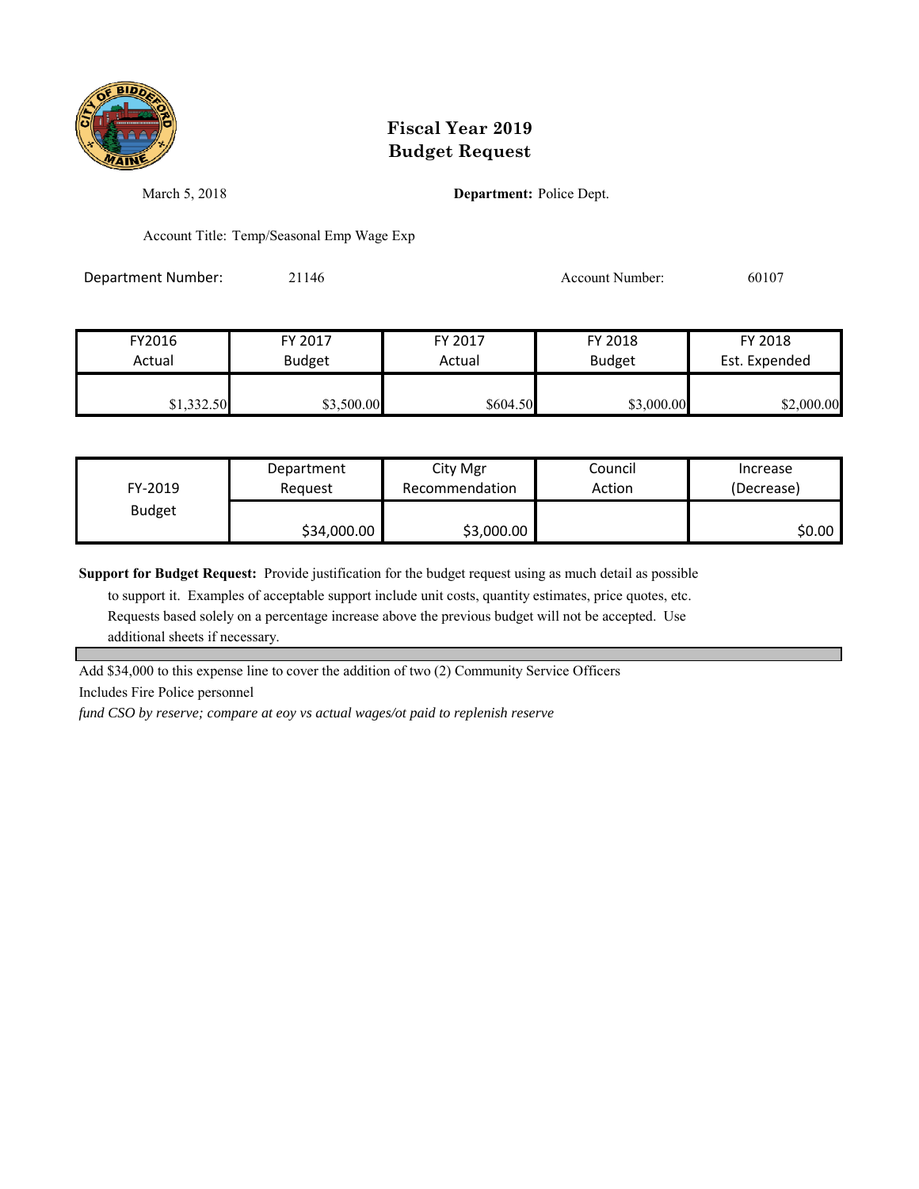# Fiscal Year 2019
# Budget Request

March 5, 2018

**Department:** Police Dept.

Account Title: Temp/Seasonal Emp Wage Exp

Department Number: 21146

Account Number: 60107

| FY2016 Actual | FY 2017 Budget | FY 2017 Actual | FY 2018 Budget | FY 2018 Est. Expended |
|---|---|---|---|---|
| $1,332.50 | $3,500.00 | $604.50 | $3,000.00 | $2,000.00 |

| FY-2019 Budget | Department Request | City Mgr Recommendation | Council Action | Increase (Decrease) |
|---|---|---|---|---|
| | $34,000.00 | $3,000.00 | | $0.00 |

**Support for Budget Request:** Provide justification for the budget request using as much detail as possible to support it. Examples of acceptable support include unit costs, quantity estimates, price quotes, etc. Requests based solely on a percentage increase above the previous budget will not be accepted. Use additional sheets if necessary.

Add $34,000 to this expense line to cover the addition of two (2) Community Service Officers

Includes Fire Police personnel

*fund CSO by reserve; compare at eoy vs actual wages/ot paid to replenish reserve*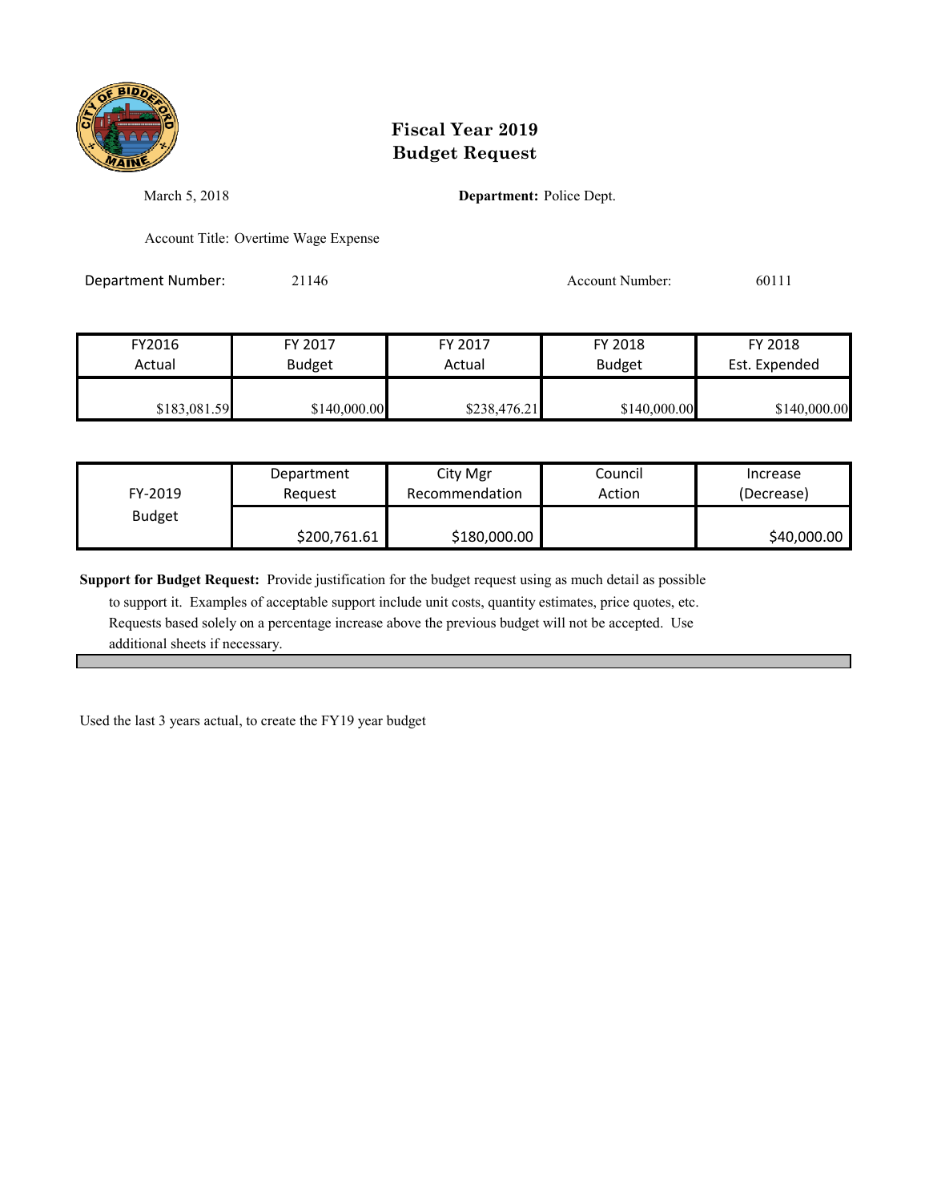# Fiscal Year 2019
# Budget Request

March 5, 2018

**Department:** Police Dept.

Account Title: Overtime Wage Expense

Department Number: 21146

Account Number: 60111

| FY2016 Actual | FY 2017 Budget | FY 2017 Actual | FY 2018 Budget | FY 2018 Est. Expended |
|---|---|---|---|---|
| $183,081.59 | $140,000.00 | $238,476.21 | $140,000.00 | $140,000.00 |

| FY-2019 Budget | Department Request | City Mgr Recommendation | Council Action | Increase (Decrease) |
|---|---|---|---|---|
| | $200,761.61 | $180,000.00 | | $40,000.00 |

**Support for Budget Request:** Provide justification for the budget request using as much detail as possible to support it. Examples of acceptable support include unit costs, quantity estimates, price quotes, etc. Requests based solely on a percentage increase above the previous budget will not be accepted. Use additional sheets if necessary.

Used the last 3 years actual, to create the FY19 year budget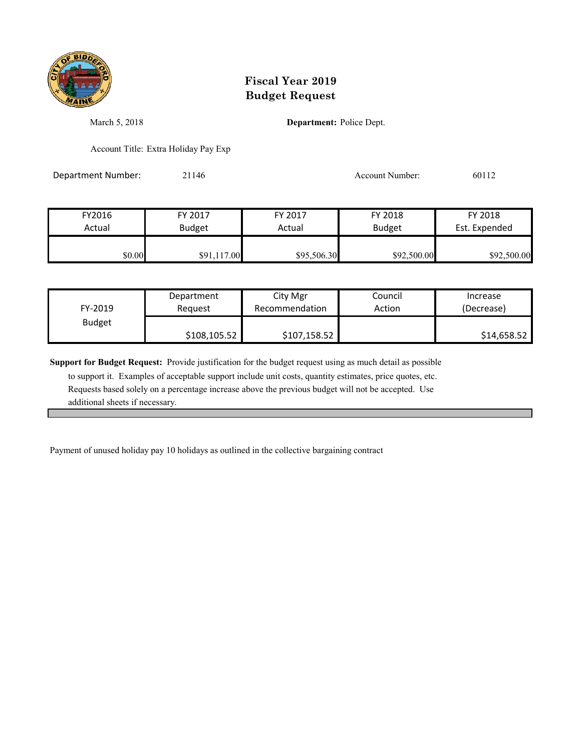# Fiscal Year 2019
# Budget Request

March 5, 2018

**Department:** Police Dept.

Account Title: Extra Holiday Pay Exp

Department Number: 21146

Account Number: 60112

| FY2016 Actual | FY 2017 Budget | FY 2017 Actual | FY 2018 Budget | FY 2018 Est. Expended |
|---|---|---|---|---|
| $0.00 | $91,117.00 | $95,506.30 | $92,500.00 | $92,500.00 |

| FY-2019 Budget | Department Request | City Mgr Recommendation | Council Action | Increase (Decrease) |
|---|---|---|---|---|
| | $108,105.52 | $107,158.52 | | $14,658.52 |

**Support for Budget Request:** Provide justification for the budget request using as much detail as possible to support it. Examples of acceptable support include unit costs, quantity estimates, price quotes, etc. Requests based solely on a percentage increase above the previous budget will not be accepted. Use additional sheets if necessary.

Payment of unused holiday pay 10 holidays as outlined in the collective bargaining contract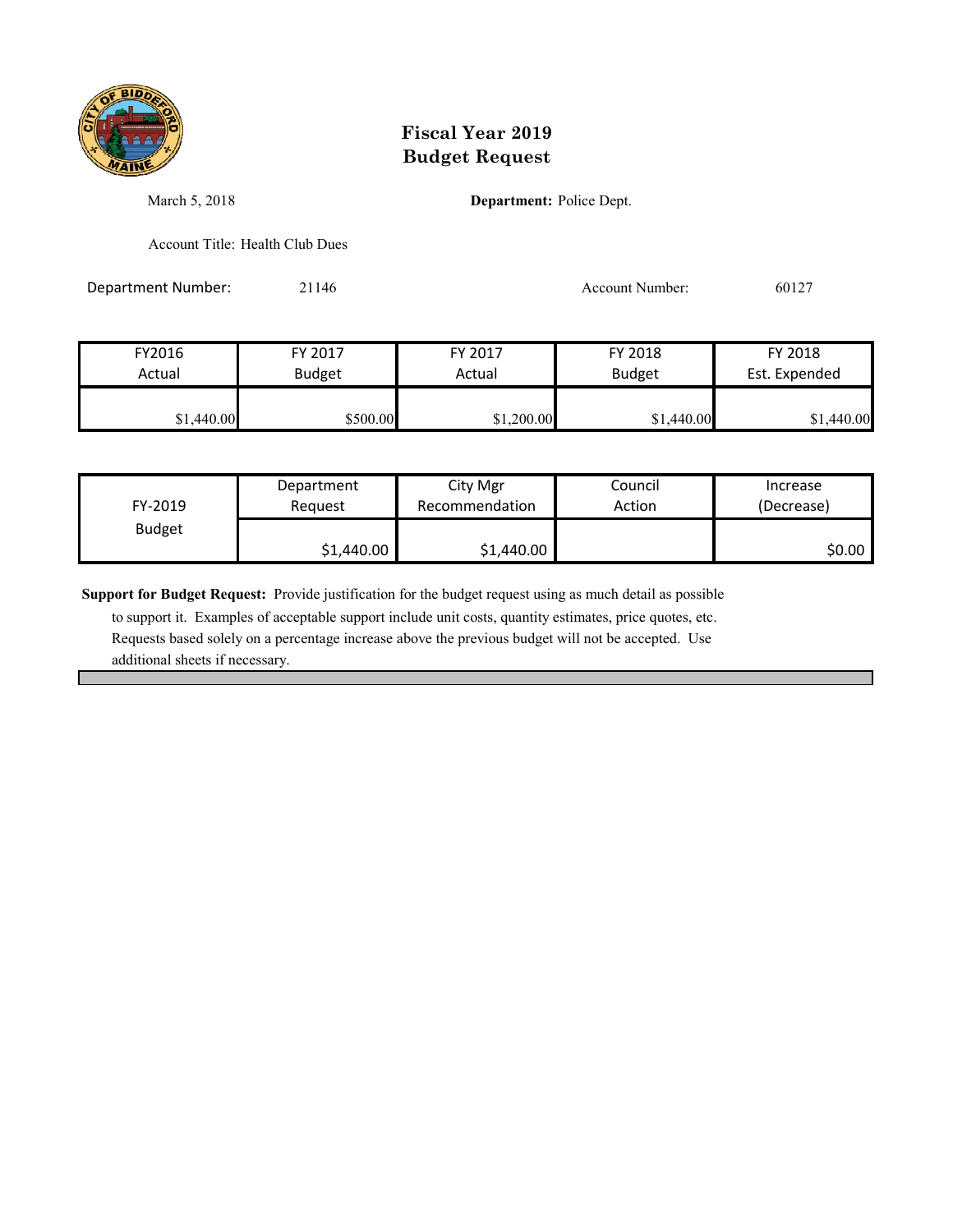# Fiscal Year 2019
# Budget Request

March 5, 2018

**Department:** Police Dept.

Account Title: Health Club Dues

Department Number: 21146

Account Number: 60127

| FY2016 Actual | FY 2017 Budget | FY 2017 Actual | FY 2018 Budget | FY 2018 Est. Expended |
|---|---|---|---|---|
| $1,440.00 | $500.00 | $1,200.00 | $1,440.00 | $1,440.00 |

| FY-2019 Budget | Department Request | City Mgr Recommendation | Council Action | Increase (Decrease) |
|---|---|---|---|---|
| | $1,440.00 | $1,440.00 | | $0.00 |

**Support for Budget Request:** Provide justification for the budget request using as much detail as possible to support it. Examples of acceptable support include unit costs, quantity estimates, price quotes, etc. Requests based solely on a percentage increase above the previous budget will not be accepted. Use additional sheets if necessary.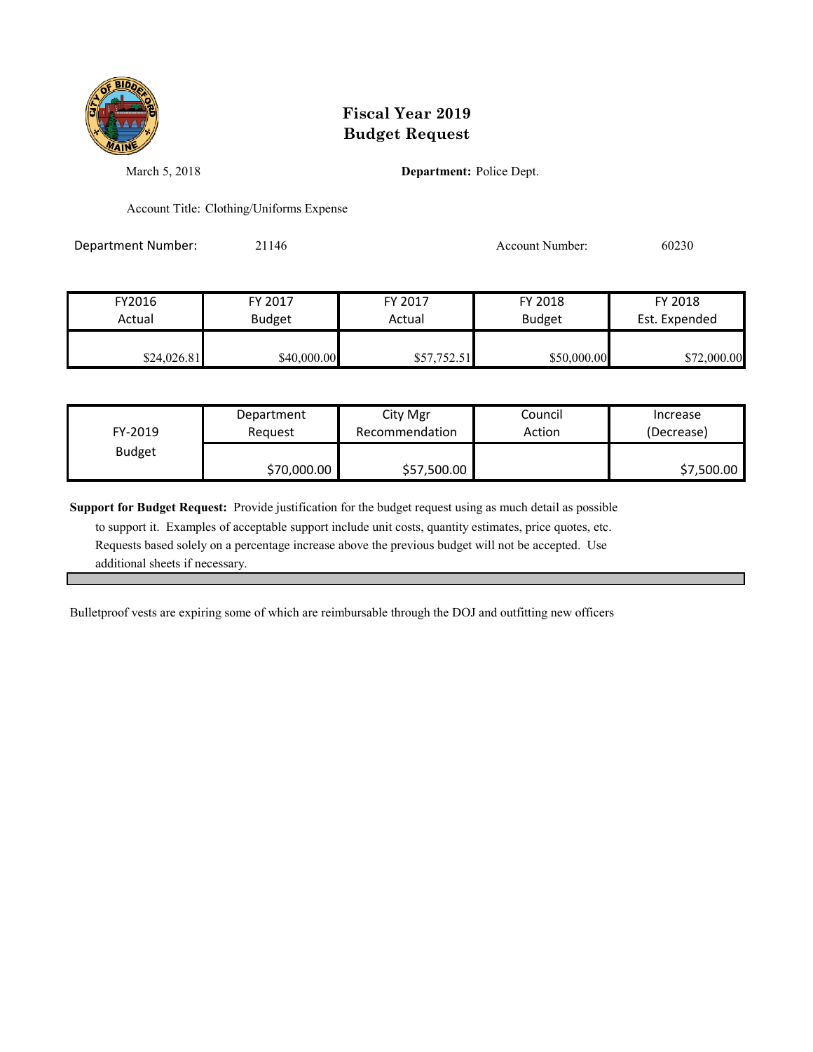# Fiscal Year 2019
# Budget Request

March 5, 2018

**Department:** Police Dept.

Account Title: Clothing/Uniforms Expense

Department Number: 21146

Account Number: 60230

| FY2016 Actual | FY 2017 Budget | FY 2017 Actual | FY 2018 Budget | FY 2018 Est. Expended |
|---|---|---|---|---|
| $24,026.81 | $40,000.00 | $57,752.51 | $50,000.00 | $72,000.00 |

| FY-2019 Budget | Department Request | City Mgr Recommendation | Council Action | Increase (Decrease) |
|---|---|---|---|---|
| | $70,000.00 | $57,500.00 | | $7,500.00 |

**Support for Budget Request:** Provide justification for the budget request using as much detail as possible to support it. Examples of acceptable support include unit costs, quantity estimates, price quotes, etc. Requests based solely on a percentage increase above the previous budget will not be accepted. Use additional sheets if necessary.

Bulletproof vests are expiring some of which are reimbursable through the DOJ and outfitting new officers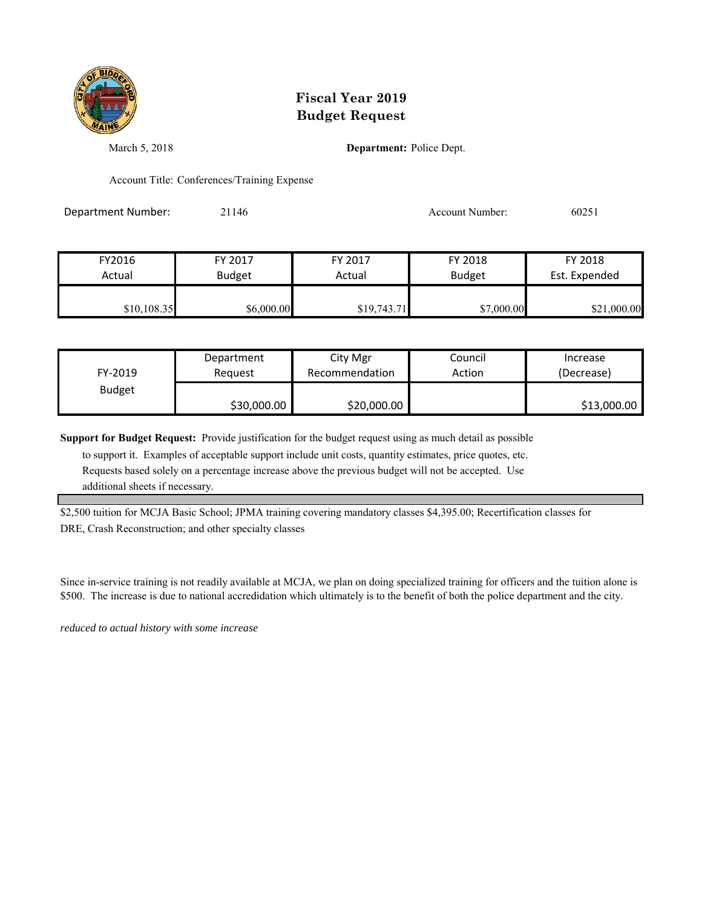# Fiscal Year 2019
# Budget Request

March 5, 2018

**Department:** Police Dept.

Account Title: Conferences/Training Expense

Department Number: 21146

Account Number: 60251

| FY2016 Actual | FY 2017 Budget | FY 2017 Actual | FY 2018 Budget | FY 2018 Est. Expended |
|---|---|---|---|---|
| $10,108.35 | $6,000.00 | $19,743.71 | $7,000.00 | $21,000.00 |

| FY-2019 Budget | Department Request | City Mgr Recommendation | Council Action | Increase (Decrease) |
|---|---|---|---|---|
| | $30,000.00 | $20,000.00 | | $13,000.00 |

**Support for Budget Request:** Provide justification for the budget request using as much detail as possible to support it. Examples of acceptable support include unit costs, quantity estimates, price quotes, etc. Requests based solely on a percentage increase above the previous budget will not be accepted. Use additional sheets if necessary.

$2,500 tuition for MCJA Basic School; JPMA training covering mandatory classes $4,395.00; Recertification classes for DRE, Crash Reconstruction; and other specialty classes

Since in-service training is not readily available at MCJA, we plan on doing specialized training for officers and the tuition alone is $500. The increase is due to national accredidation which ultimately is to the benefit of both the police department and the city.

*reduced to actual history with some increase*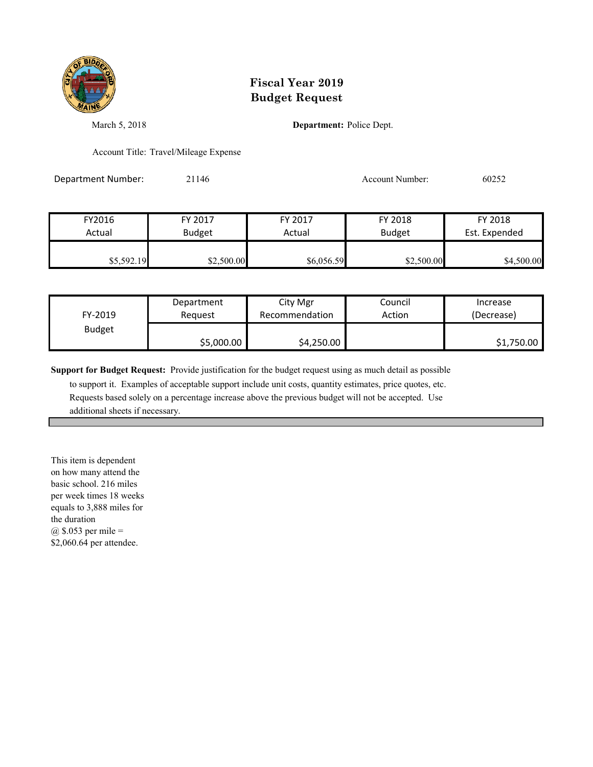# Fiscal Year 2019
# Budget Request

March 5, 2018

**Department:** Police Dept.

Account Title: Travel/Mileage Expense

Department Number: 21146

Account Number: 60252

| FY2016 Actual | FY 2017 Budget | FY 2017 Actual | FY 2018 Budget | FY 2018 Est. Expended |
|---|---|---|---|---|
| $5,592.19 | $2,500.00 | $6,056.59 | $2,500.00 | $4,500.00 |

| FY-2019 Budget | Department Request | City Mgr Recommendation | Council Action | Increase (Decrease) |
|---|---|---|---|---|
| | $5,000.00 | $4,250.00 | | $1,750.00 |

**Support for Budget Request:** Provide justification for the budget request using as much detail as possible to support it. Examples of acceptable support include unit costs, quantity estimates, price quotes, etc. Requests based solely on a percentage increase above the previous budget will not be accepted. Use additional sheets if necessary.

This item is dependent on how many attend the basic school. 216 miles per week times 18 weeks equals to 3,888 miles for the duration @ $.053 per mile = $2,060.64 per attendee.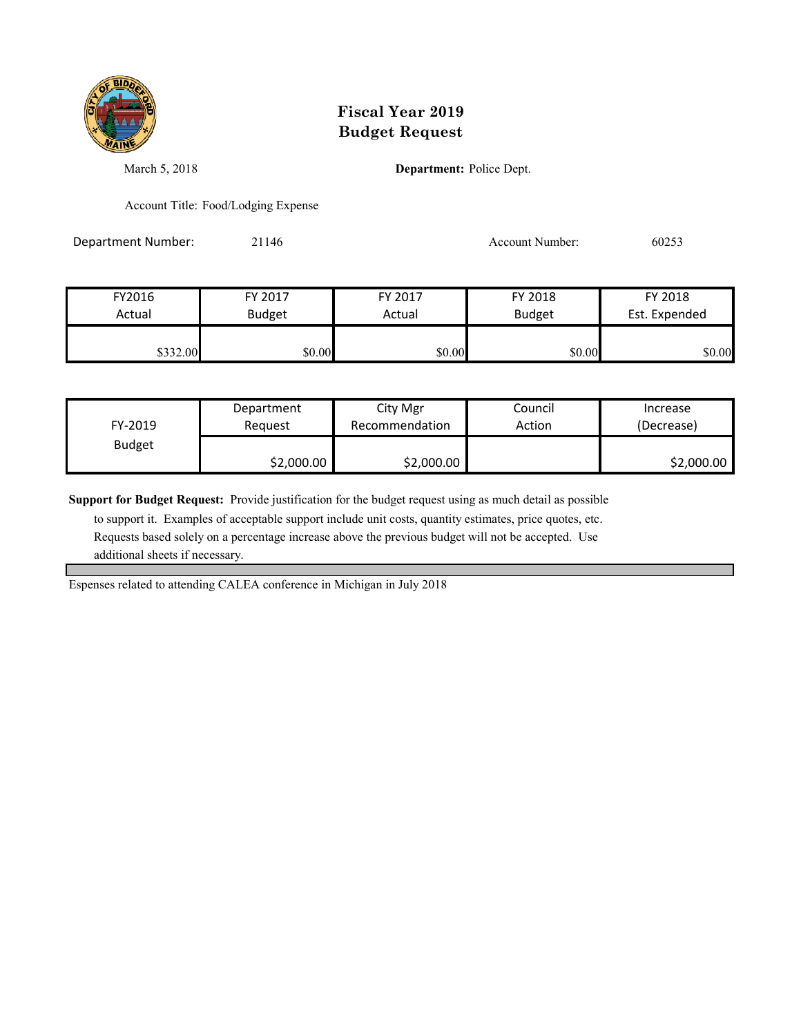# Fiscal Year 2019
# Budget Request

March 5, 2018

**Department:** Police Dept.

Account Title: Food/Lodging Expense

Department Number: 21146

Account Number: 60253

| FY2016 Actual | FY 2017 Budget | FY 2017 Actual | FY 2018 Budget | FY 2018 Est. Expended |
|---|---|---|---|---|
| $332.00 | $0.00 | $0.00 | $0.00 | $0.00 |

| FY-2019 Budget | Department Request | City Mgr Recommendation | Council Action | Increase (Decrease) |
|---|---|---|---|---|
| | $2,000.00 | $2,000.00 | | $2,000.00 |

**Support for Budget Request:** Provide justification for the budget request using as much detail as possible to support it. Examples of acceptable support include unit costs, quantity estimates, price quotes, etc. Requests based solely on a percentage increase above the previous budget will not be accepted. Use additional sheets if necessary.

Espenses related to attending CALEA conference in Michigan in July 2018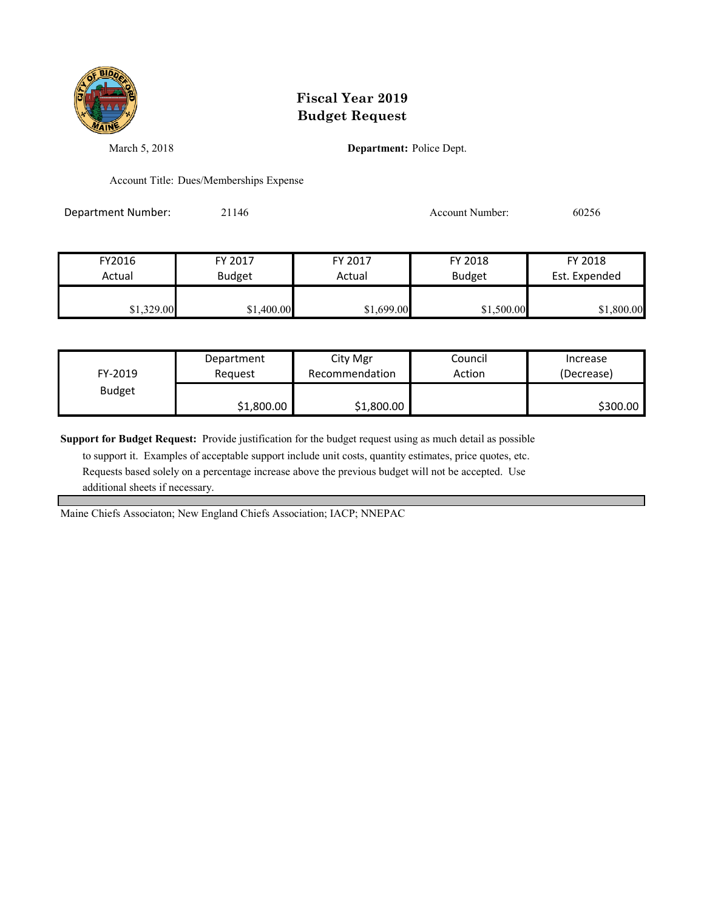# Fiscal Year 2019
# Budget Request

March 5, 2018 **Department:** Police Dept.

Account Title: Dues/Memberships Expense

Department Number: 21146 Account Number: 60256

| FY2016 Actual | FY 2017 Budget | FY 2017 Actual | FY 2018 Budget | FY 2018 Est. Expended |
|---|---|---|---|---|
| $1,329.00 | $1,400.00 | $1,699.00 | $1,500.00 | $1,800.00 |

| FY-2019 Budget | Department Request | City Mgr Recommendation | Council Action | Increase (Decrease) |
|---|---|---|---|---|
| | $1,800.00 | $1,800.00 | | $300.00 |

**Support for Budget Request:** Provide justification for the budget request using as much detail as possible to support it. Examples of acceptable support include unit costs, quantity estimates, price quotes, etc. Requests based solely on a percentage increase above the previous budget will not be accepted. Use additional sheets if necessary.

Maine Chiefs Associaton; New England Chiefs Association; IACP; NNEPAC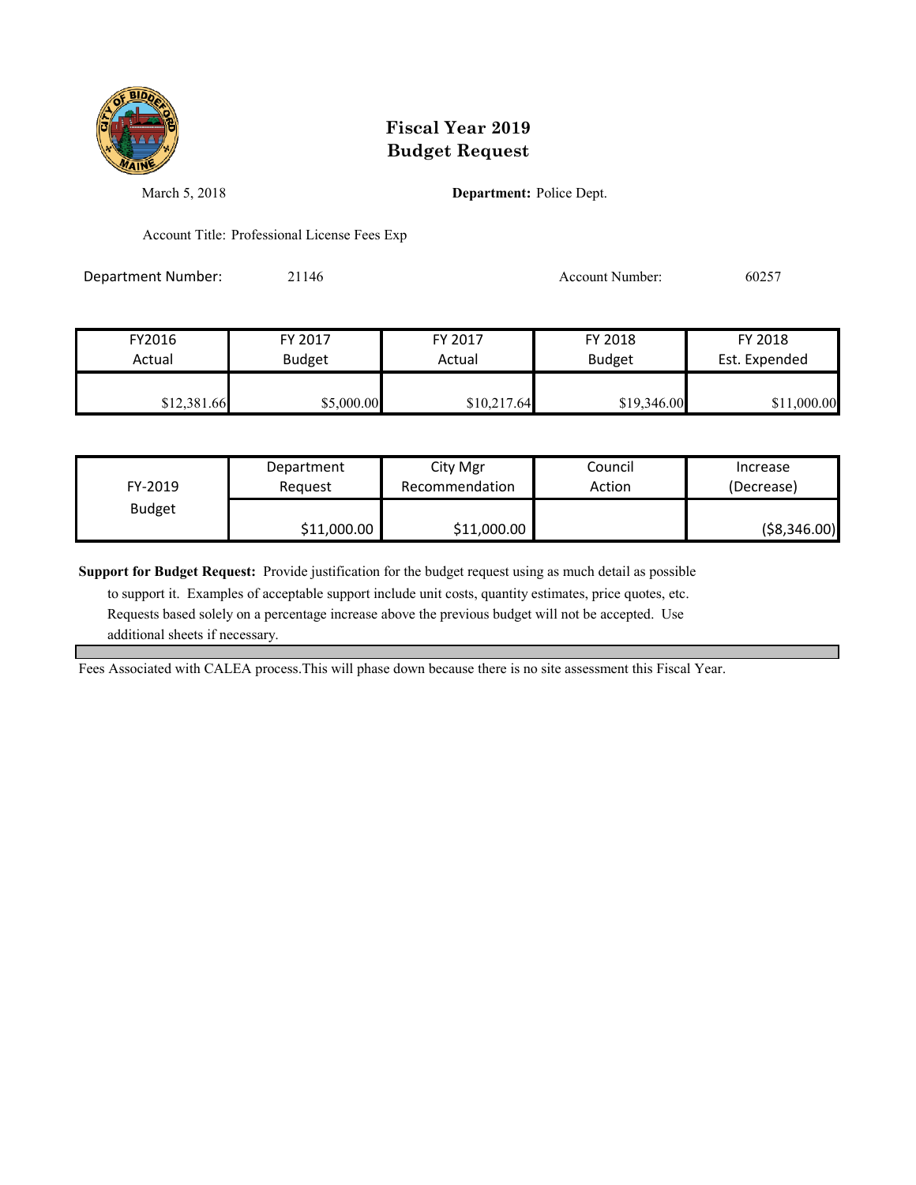# Fiscal Year 2019
# Budget Request

March 5, 2018

**Department:** Police Dept.

Account Title: Professional License Fees Exp

Department Number: 21146

Account Number: 60257

| FY2016 Actual | FY 2017 Budget | FY 2017 Actual | FY 2018 Budget | FY 2018 Est. Expended |
|---|---|---|---|---|
| $12,381.66 | $5,000.00 | $10,217.64 | $19,346.00 | $11,000.00 |

| FY-2019 Budget | Department Request | City Mgr Recommendation | Council Action | Increase (Decrease) |
|---|---|---|---|---|
| | $11,000.00 | $11,000.00 | | ($8,346.00) |

**Support for Budget Request:** Provide justification for the budget request using as much detail as possible to support it. Examples of acceptable support include unit costs, quantity estimates, price quotes, etc. Requests based solely on a percentage increase above the previous budget will not be accepted. Use additional sheets if necessary.

Fees Associated with CALEA process.This will phase down because there is no site assessment this Fiscal Year.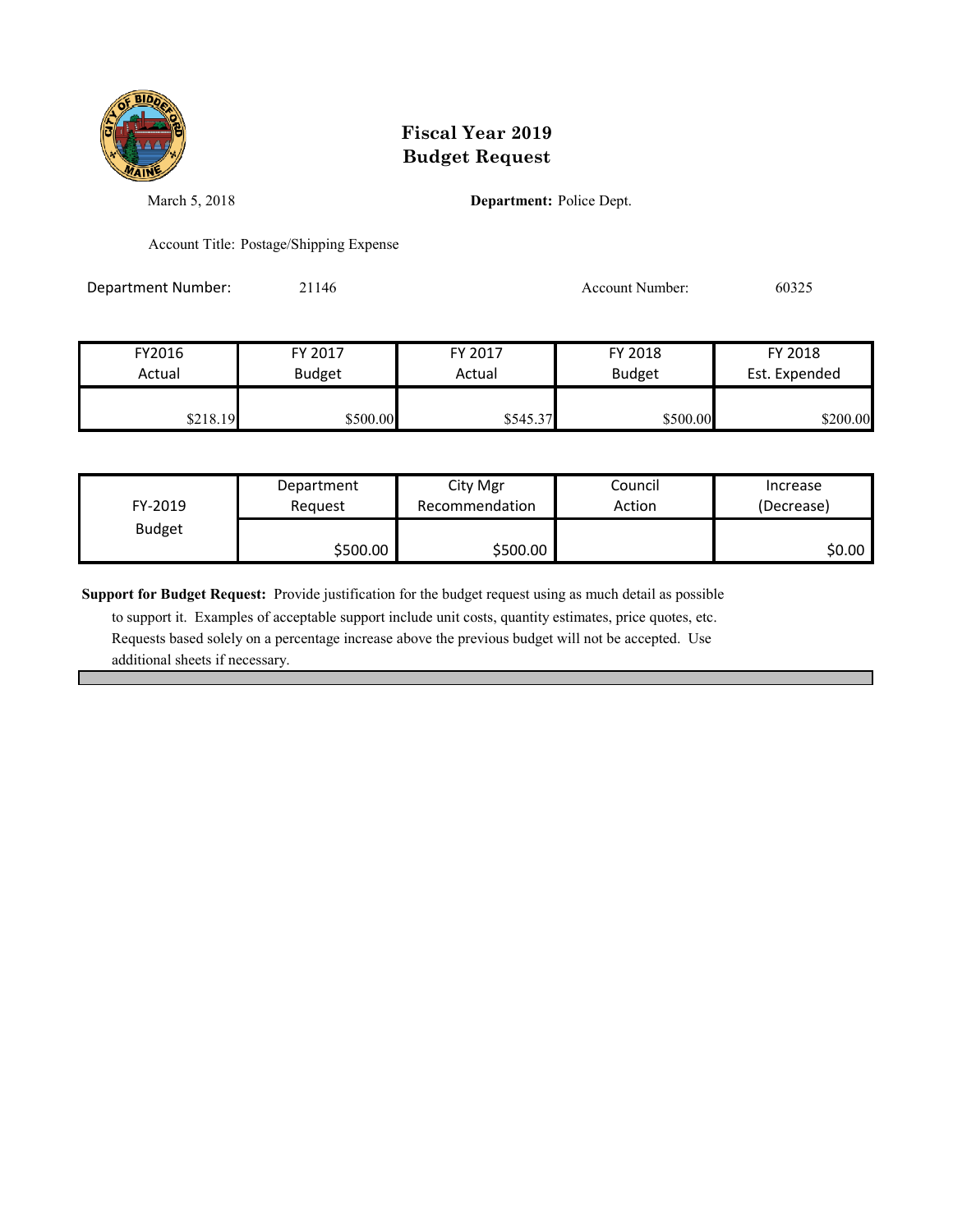# Fiscal Year 2019
# Budget Request

March 5, 2018

**Department:** Police Dept.

Account Title: Postage/Shipping Expense

Department Number: 21146

Account Number: 60325

| FY2016 Actual | FY 2017 Budget | FY 2017 Actual | FY 2018 Budget | FY 2018 Est. Expended |
|---|---|---|---|---|
| $218.19 | $500.00 | $545.37 | $500.00 | $200.00 |

| FY-2019 Budget | Department Request | City Mgr Recommendation | Council Action | Increase (Decrease) |
|---|---|---|---|---|
| | $500.00 | $500.00 | | $0.00 |

**Support for Budget Request:** Provide justification for the budget request using as much detail as possible to support it. Examples of acceptable support include unit costs, quantity estimates, price quotes, etc. Requests based solely on a percentage increase above the previous budget will not be accepted. Use additional sheets if necessary.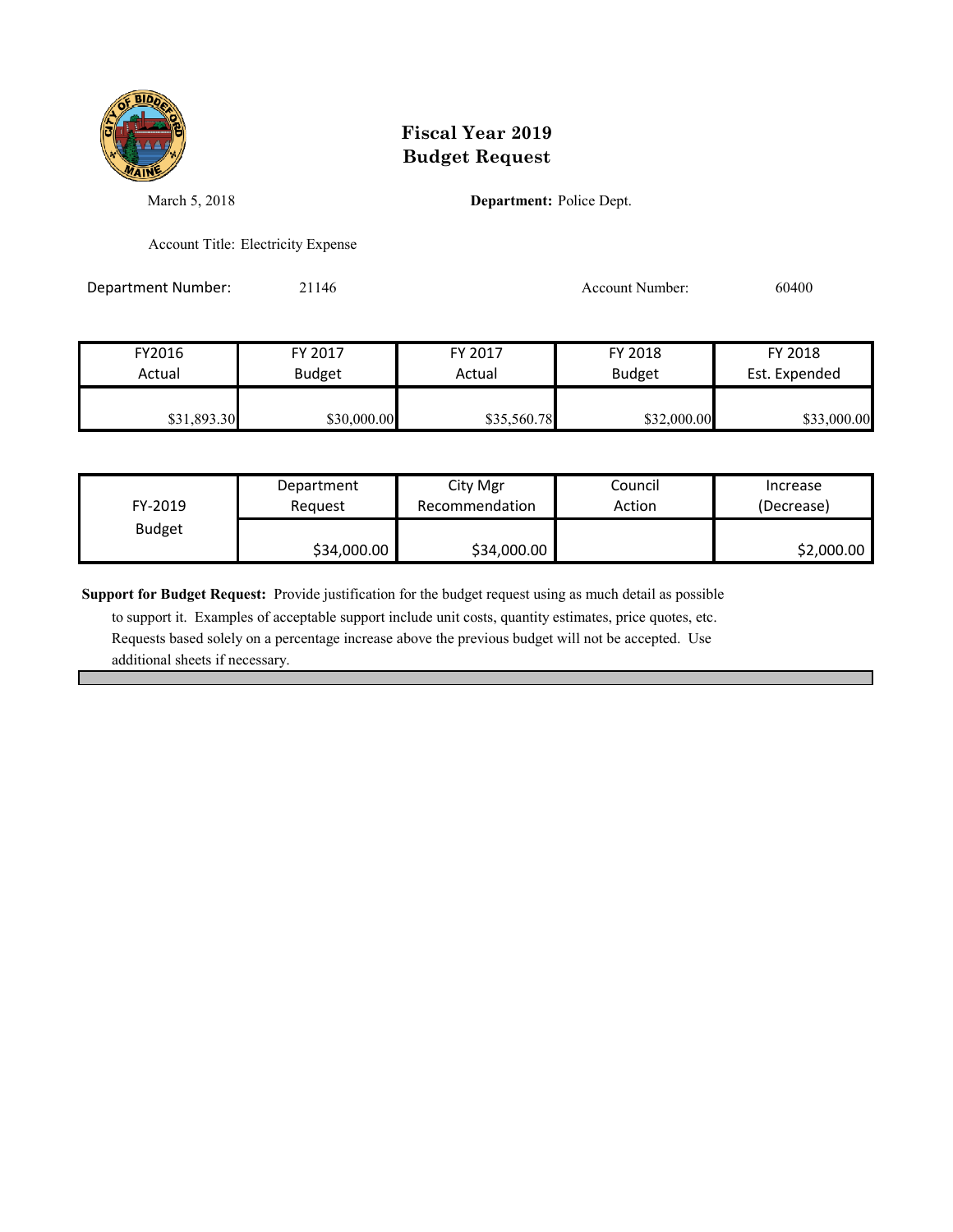# Fiscal Year 2019
# Budget Request

March 5, 2018

**Department:** Police Dept.

Account Title: Electricity Expense

Department Number: 21146

Account Number: 60400

| FY2016 Actual | FY 2017 Budget | FY 2017 Actual | FY 2018 Budget | FY 2018 Est. Expended |
|---|---|---|---|---|
| $31,893.30 | $30,000.00 | $35,560.78 | $32,000.00 | $33,000.00 |

| FY-2019 Budget | Department Request | City Mgr Recommendation | Council Action | Increase (Decrease) |
|---|---|---|---|---|
| | $34,000.00 | $34,000.00 | | $2,000.00 |

**Support for Budget Request:** Provide justification for the budget request using as much detail as possible to support it. Examples of acceptable support include unit costs, quantity estimates, price quotes, etc. Requests based solely on a percentage increase above the previous budget will not be accepted. Use additional sheets if necessary.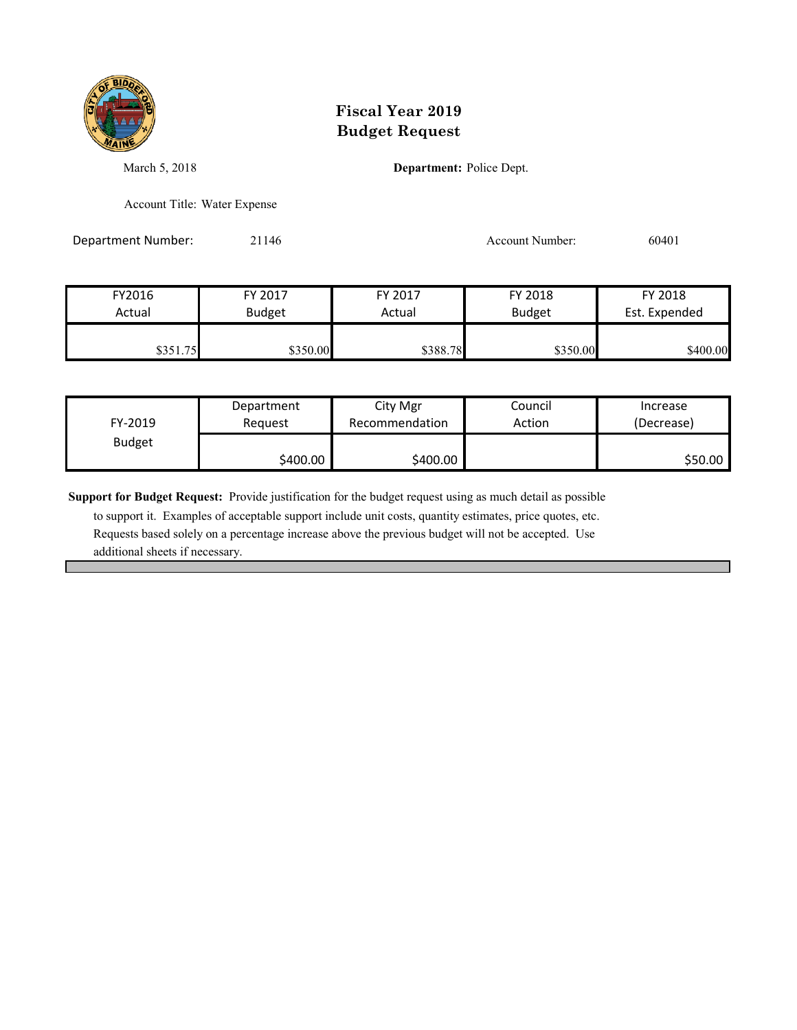# Fiscal Year 2019
# Budget Request

March 5, 2018

**Department:** Police Dept.

Account Title: Water Expense

Department Number: 21146

Account Number: 60401

| FY2016 Actual | FY 2017 Budget | FY 2017 Actual | FY 2018 Budget | FY 2018 Est. Expended |
|---|---|---|---|---|
| $351.75 | $350.00 | $388.78 | $350.00 | $400.00 |

| FY-2019 Budget | Department Request | City Mgr Recommendation | Council Action | Increase (Decrease) |
|---|---|---|---|---|
| | $400.00 | $400.00 | | $50.00 |

**Support for Budget Request:** Provide justification for the budget request using as much detail as possible to support it. Examples of acceptable support include unit costs, quantity estimates, price quotes, etc. Requests based solely on a percentage increase above the previous budget will not be accepted. Use additional sheets if necessary.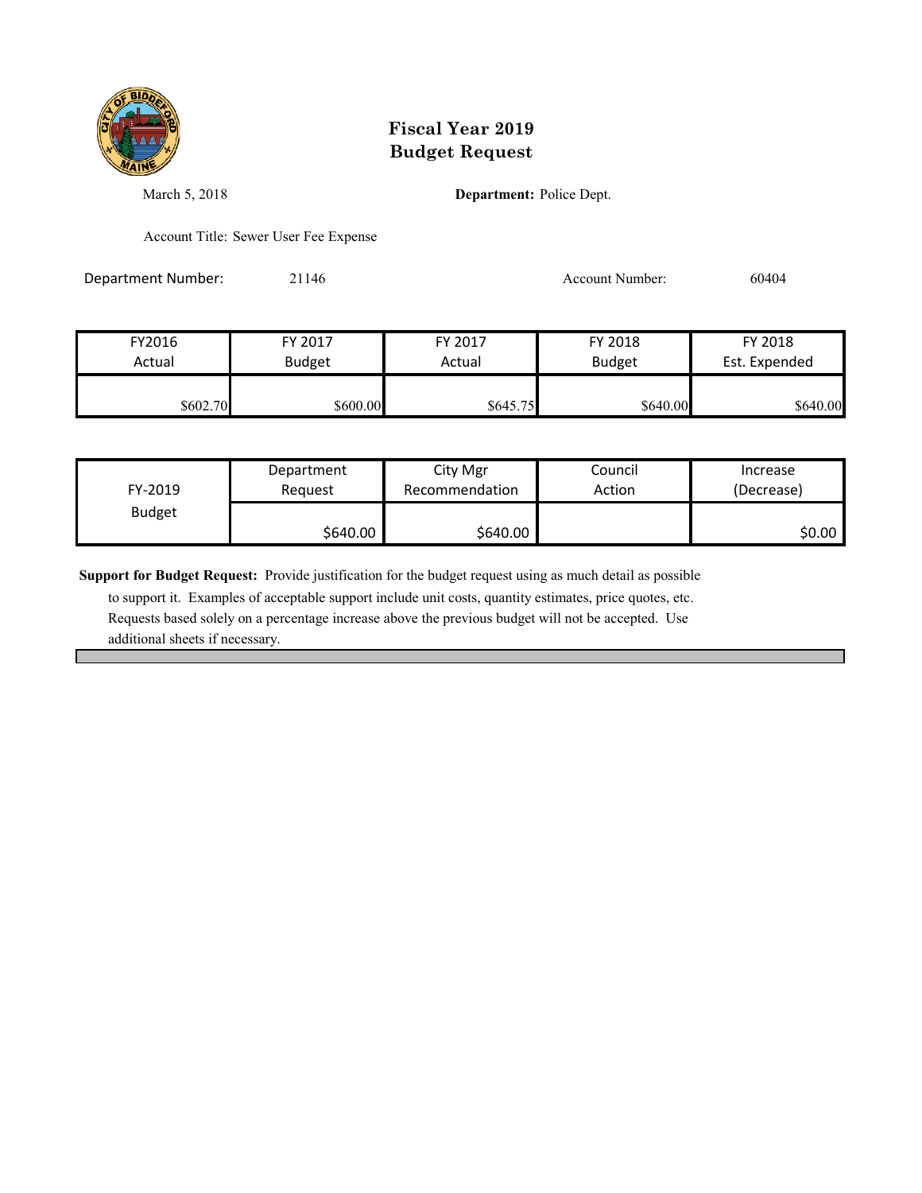# Fiscal Year 2019
# Budget Request

March 5, 2018

**Department:** Police Dept.

Account Title: Sewer User Fee Expense

Department Number: 21146

Account Number: 60404

| FY2016 Actual | FY 2017 Budget | FY 2017 Actual | FY 2018 Budget | FY 2018 Est. Expended |
|---|---|---|---|---|
| $602.70 | $600.00 | $645.75 | $640.00 | $640.00 |

| FY-2019 Budget | Department Request | City Mgr Recommendation | Council Action | Increase (Decrease) |
|---|---|---|---|---|
| | $640.00 | $640.00 | | $0.00 |

**Support for Budget Request:** Provide justification for the budget request using as much detail as possible to support it. Examples of acceptable support include unit costs, quantity estimates, price quotes, etc. Requests based solely on a percentage increase above the previous budget will not be accepted. Use additional sheets if necessary.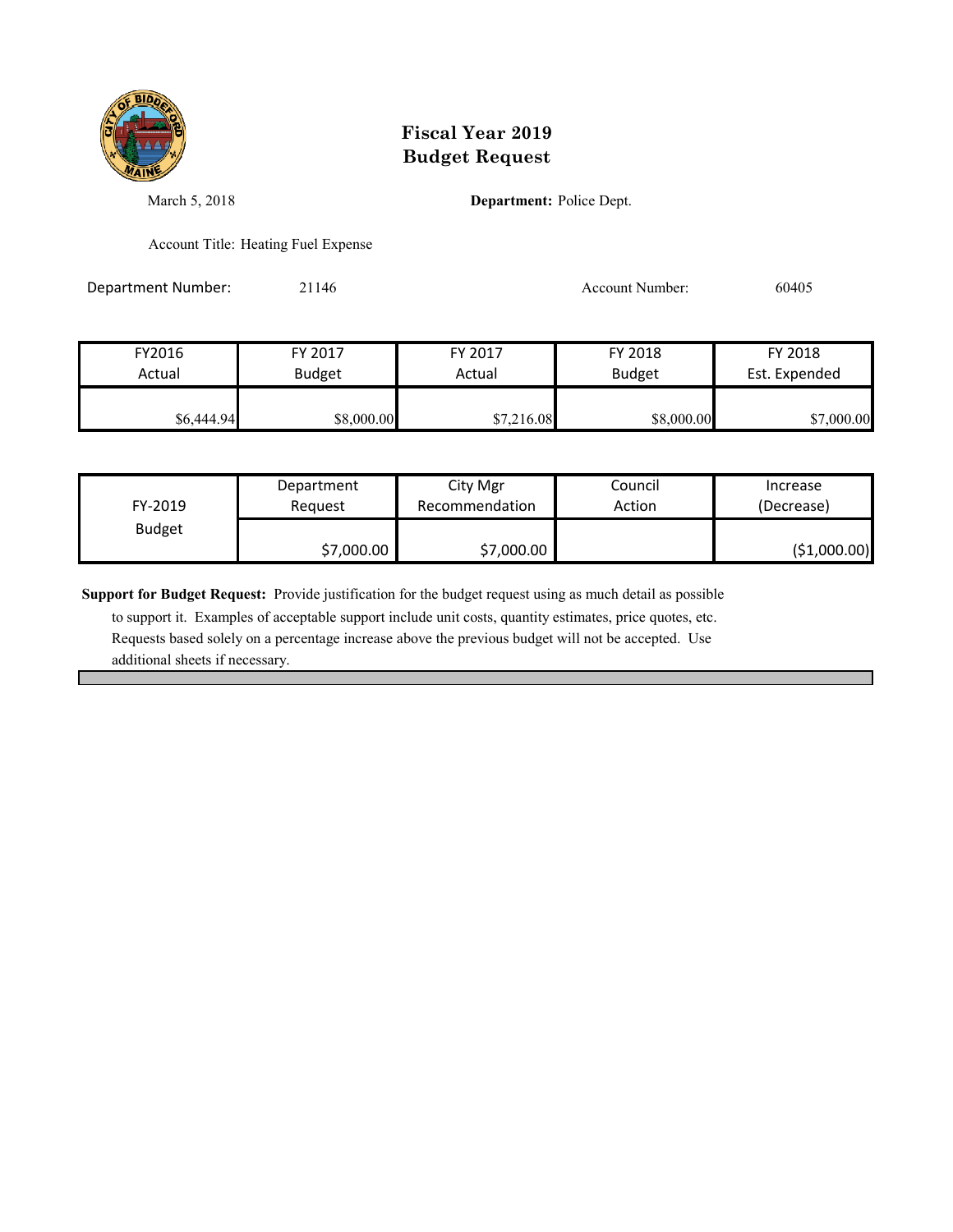# Fiscal Year 2019
# Budget Request

March 5, 2018

**Department:** Police Dept.

Account Title: Heating Fuel Expense

Department Number: 21146

Account Number: 60405

| FY2016 Actual | FY 2017 Budget | FY 2017 Actual | FY 2018 Budget | FY 2018 Est. Expended |
|---|---|---|---|---|
| $6,444.94 | $8,000.00 | $7,216.08 | $8,000.00 | $7,000.00 |

| FY-2019 Budget | Department Request | City Mgr Recommendation | Council Action | Increase (Decrease) |
|---|---|---|---|---|
| | $7,000.00 | $7,000.00 | | ($1,000.00) |

**Support for Budget Request:** Provide justification for the budget request using as much detail as possible to support it. Examples of acceptable support include unit costs, quantity estimates, price quotes, etc. Requests based solely on a percentage increase above the previous budget will not be accepted. Use additional sheets if necessary.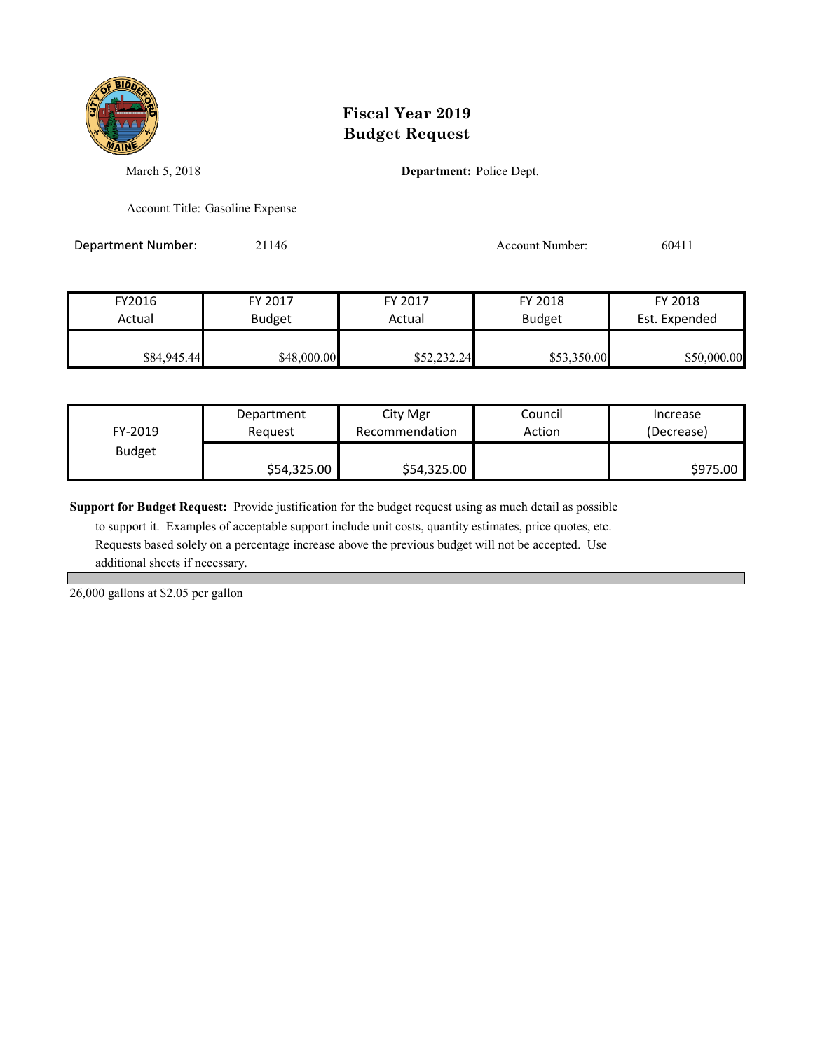# Fiscal Year 2019
# Budget Request

March 5, 2018

**Department:** Police Dept.

Account Title: Gasoline Expense

Department Number: 21146

Account Number: 60411

| FY2016 Actual | FY 2017 Budget | FY 2017 Actual | FY 2018 Budget | FY 2018 Est. Expended |
|---|---|---|---|---|
| $84,945.44 | $48,000.00 | $52,232.24 | $53,350.00 | $50,000.00 |

| FY-2019 Budget | Department Request | City Mgr Recommendation | Council Action | Increase (Decrease) |
|---|---|---|---|---|
| | $54,325.00 | $54,325.00 | | $975.00 |

**Support for Budget Request:** Provide justification for the budget request using as much detail as possible to support it. Examples of acceptable support include unit costs, quantity estimates, price quotes, etc. Requests based solely on a percentage increase above the previous budget will not be accepted. Use additional sheets if necessary.

26,000 gallons at $2.05 per gallon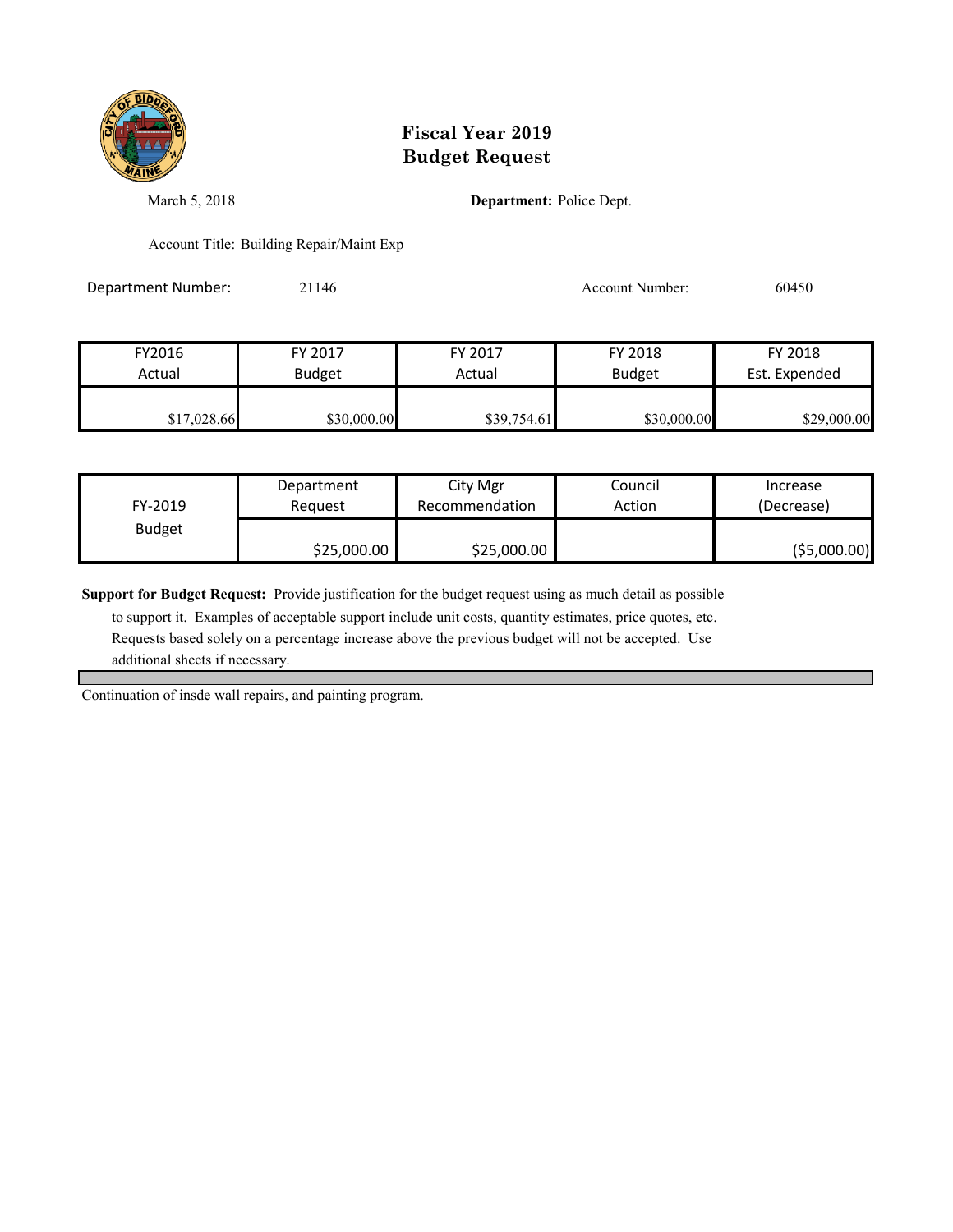# Fiscal Year 2019
# Budget Request

March 5, 2018

**Department:** Police Dept.

Account Title: Building Repair/Maint Exp

Department Number: 21146

Account Number: 60450

| FY2016 Actual | FY 2017 Budget | FY 2017 Actual | FY 2018 Budget | FY 2018 Est. Expended |
|---|---|---|---|---|
| $17,028.66 | $30,000.00 | $39,754.61 | $30,000.00 | $29,000.00 |

| FY-2019 Budget | Department Request | City Mgr Recommendation | Council Action | Increase (Decrease) |
|---|---|---|---|---|
| | $25,000.00 | $25,000.00 | | ($5,000.00) |

**Support for Budget Request:** Provide justification for the budget request using as much detail as possible to support it. Examples of acceptable support include unit costs, quantity estimates, price quotes, etc. Requests based solely on a percentage increase above the previous budget will not be accepted. Use additional sheets if necessary.

Continuation of insde wall repairs, and painting program.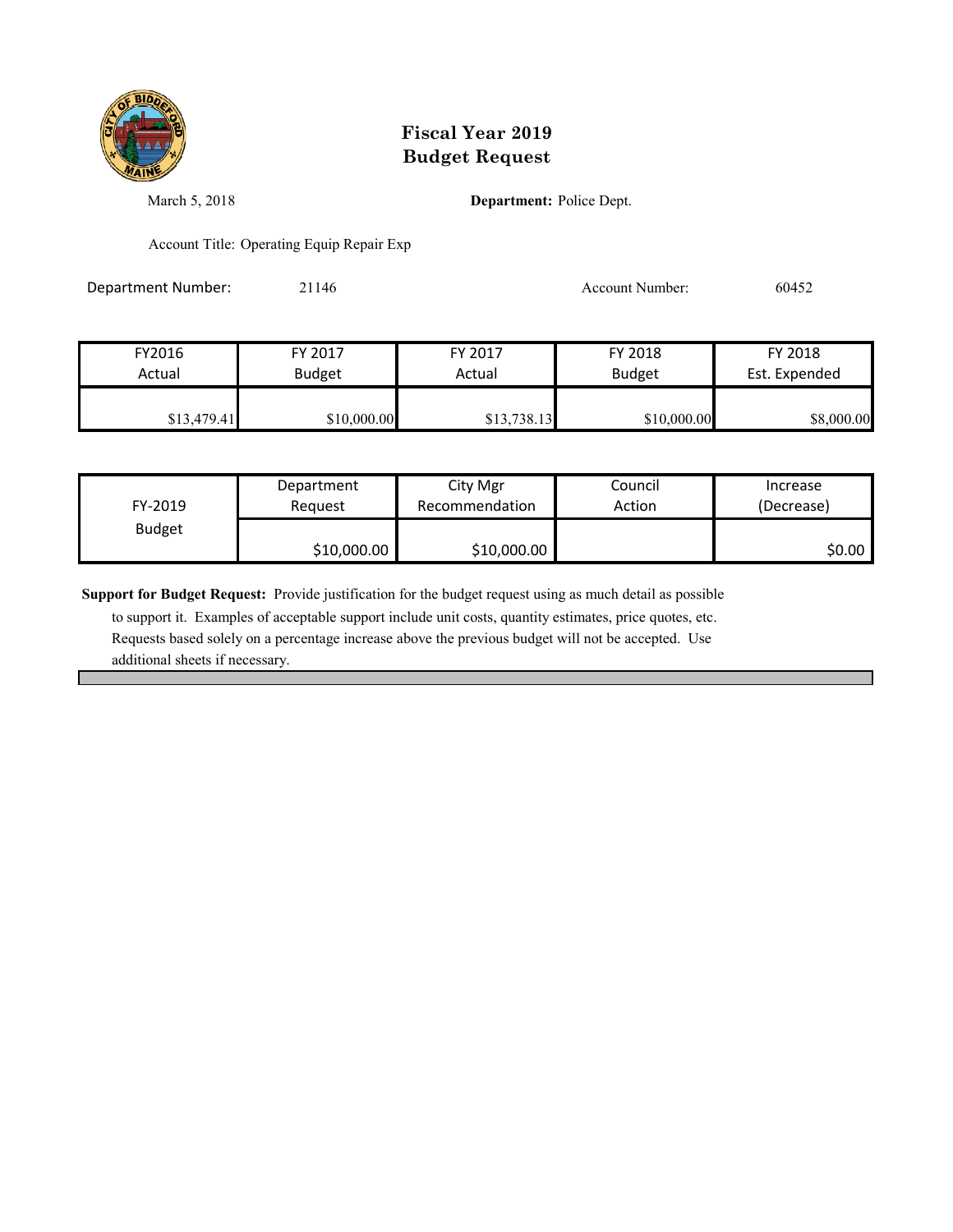# Fiscal Year 2019
# Budget Request

March 5, 2018

**Department:** Police Dept.

Account Title: Operating Equip Repair Exp

Department Number: 21146

Account Number: 60452

| FY2016 Actual | FY 2017 Budget | FY 2017 Actual | FY 2018 Budget | FY 2018 Est. Expended |
|---|---|---|---|---|
| $13,479.41 | $10,000.00 | $13,738.13 | $10,000.00 | $8,000.00 |

| FY-2019 Budget | Department Request | City Mgr Recommendation | Council Action | Increase (Decrease) |
|---|---|---|---|---|
| | $10,000.00 | $10,000.00 | | $0.00 |

**Support for Budget Request:** Provide justification for the budget request using as much detail as possible to support it. Examples of acceptable support include unit costs, quantity estimates, price quotes, etc. Requests based solely on a percentage increase above the previous budget will not be accepted. Use additional sheets if necessary.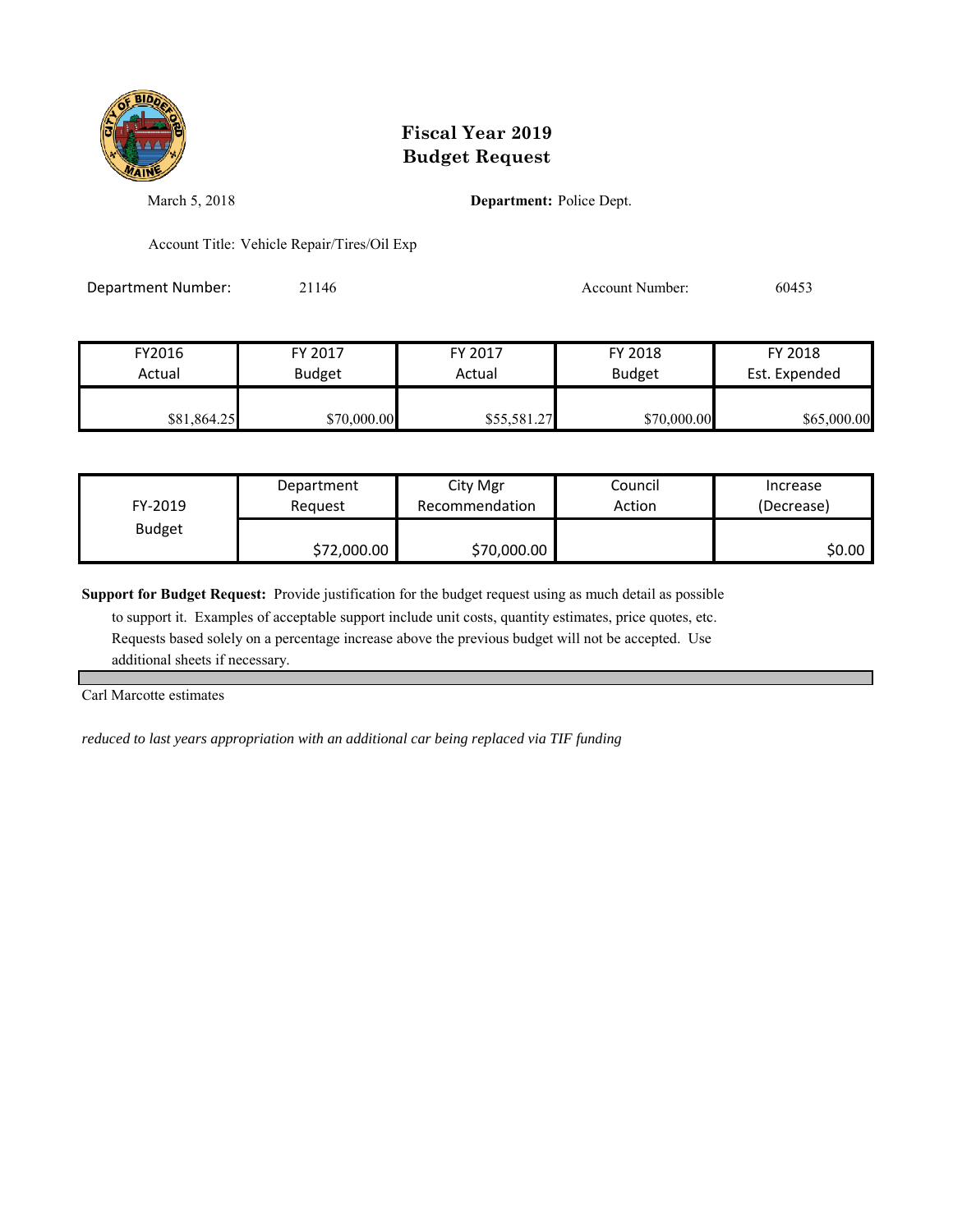# Fiscal Year 2019
# Budget Request

March 5, 2018

**Department:** Police Dept.

Account Title: Vehicle Repair/Tires/Oil Exp

Department Number: 21146

Account Number: 60453

| FY2016 Actual | FY 2017 Budget | FY 2017 Actual | FY 2018 Budget | FY 2018 Est. Expended |
|---|---|---|---|---|
| $81,864.25 | $70,000.00 | $55,581.27 | $70,000.00 | $65,000.00 |

| FY-2019 Budget | Department Request | City Mgr Recommendation | Council Action | Increase (Decrease) |
|---|---|---|---|---|
| | $72,000.00 | $70,000.00 | | $0.00 |

**Support for Budget Request:** Provide justification for the budget request using as much detail as possible to support it. Examples of acceptable support include unit costs, quantity estimates, price quotes, etc. Requests based solely on a percentage increase above the previous budget will not be accepted. Use additional sheets if necessary.

Carl Marcotte estimates

*reduced to last years appropriation with an additional car being replaced via TIF funding*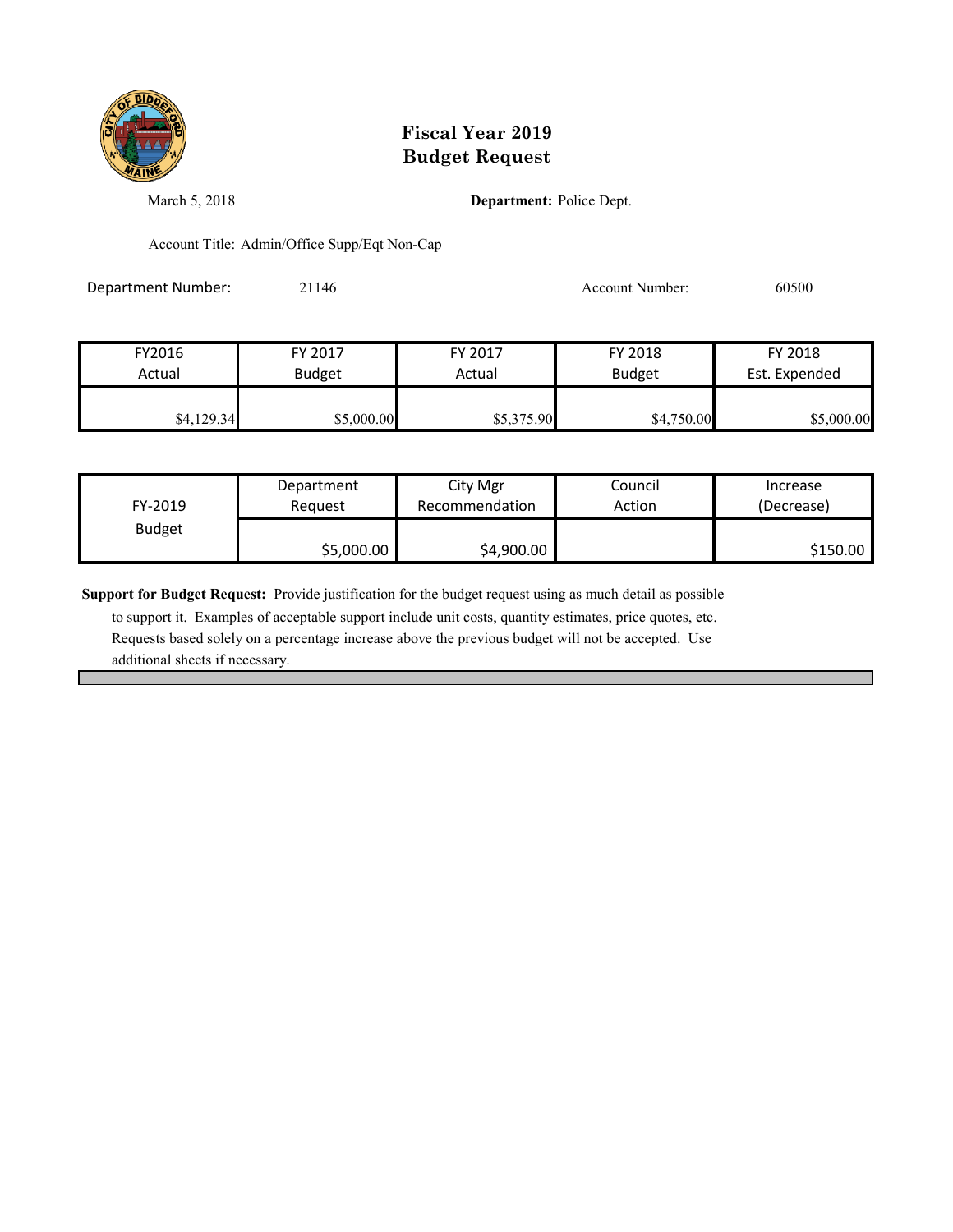# Fiscal Year 2019
# Budget Request

March 5, 2018

**Department:** Police Dept.

Account Title: Admin/Office Supp/Eqt Non-Cap

Department Number: 21146

Account Number: 60500

| FY2016 Actual | FY 2017 Budget | FY 2017 Actual | FY 2018 Budget | FY 2018 Est. Expended |
|---|---|---|---|---|
| $4,129.34 | $5,000.00 | $5,375.90 | $4,750.00 | $5,000.00 |

| FY-2019 Budget | Department Request | City Mgr Recommendation | Council Action | Increase (Decrease) |
|---|---|---|---|---|
| | $5,000.00 | $4,900.00 | | $150.00 |

**Support for Budget Request:** Provide justification for the budget request using as much detail as possible to support it. Examples of acceptable support include unit costs, quantity estimates, price quotes, etc. Requests based solely on a percentage increase above the previous budget will not be accepted. Use additional sheets if necessary.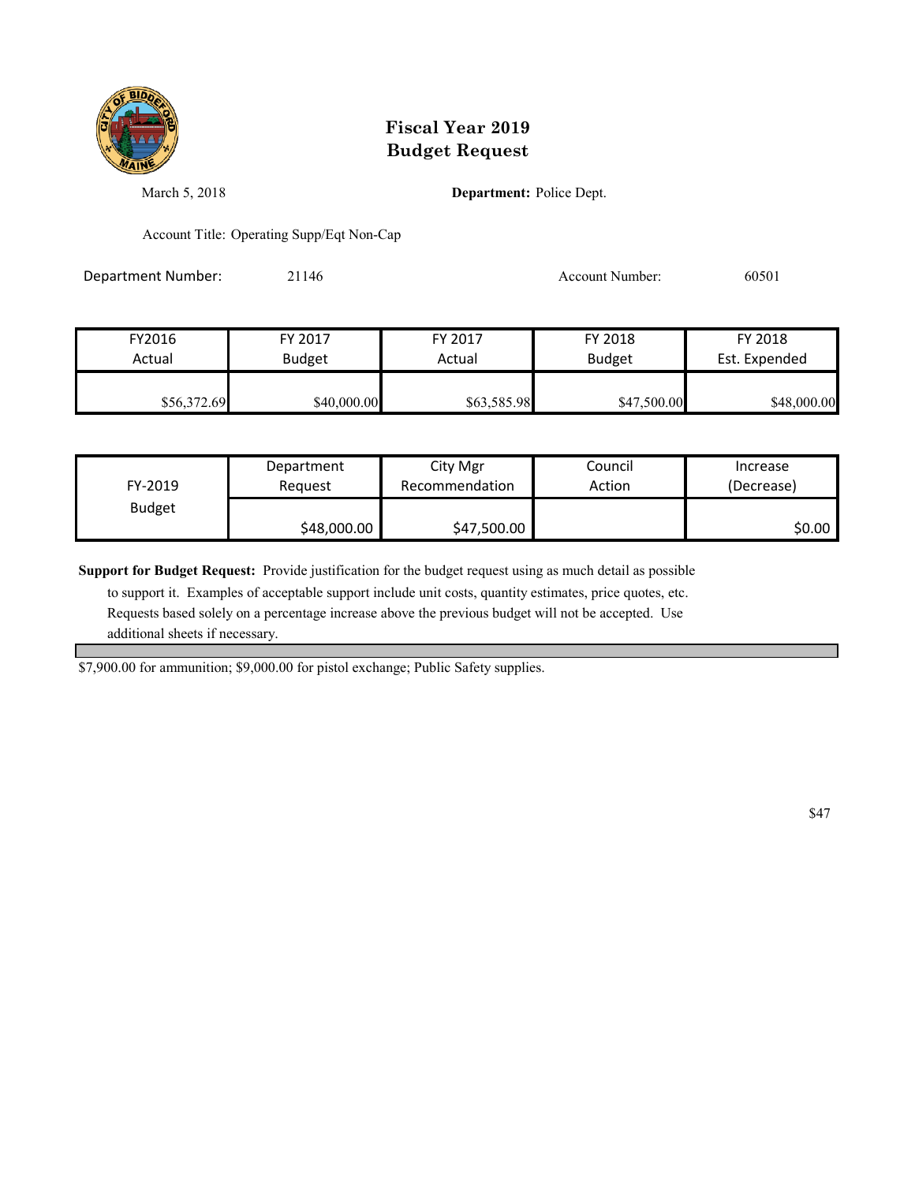# Fiscal Year 2019
# Budget Request

March 5, 2018 **Department:** Police Dept.

Account Title: Operating Supp/Eqt Non-Cap

Department Number: 21146 Account Number: 60501

| FY2016 Actual | FY 2017 Budget | FY 2017 Actual | FY 2018 Budget | FY 2018 Est. Expended |
|---|---|---|---|---|
| $56,372.69 | $40,000.00 | $63,585.98 | $47,500.00 | $48,000.00 |

| FY-2019 Budget | Department Request | City Mgr Recommendation | Council Action | Increase (Decrease) |
|---|---|---|---|---|
| | $48,000.00 | $47,500.00 | | $0.00 |

**Support for Budget Request:** Provide justification for the budget request using as much detail as possible to support it. Examples of acceptable support include unit costs, quantity estimates, price quotes, etc. Requests based solely on a percentage increase above the previous budget will not be accepted. Use additional sheets if necessary.

$7,900.00 for ammunition; $9,000.00 for pistol exchange; Public Safety supplies.

$47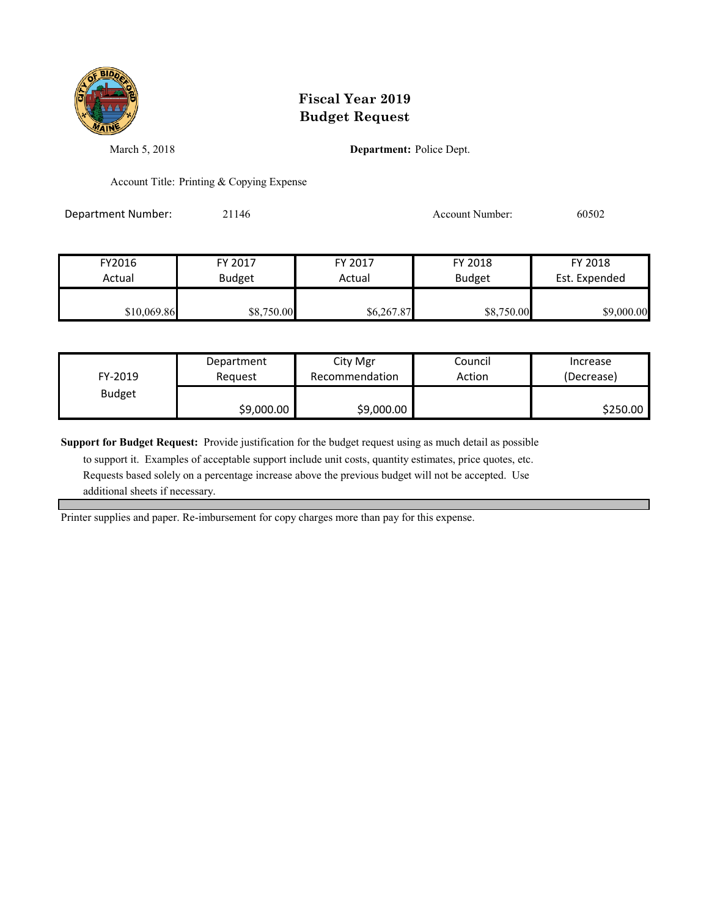# Fiscal Year 2019
# Budget Request

March 5, 2018

**Department:** Police Dept.

Account Title: Printing & Copying Expense

Department Number: 21146

Account Number: 60502

| FY2016 Actual | FY 2017 Budget | FY 2017 Actual | FY 2018 Budget | FY 2018 Est. Expended |
|---|---|---|---|---|
| $10,069.86 | $8,750.00 | $6,267.87 | $8,750.00 | $9,000.00 |

| FY-2019 Budget | Department Request | City Mgr Recommendation | Council Action | Increase (Decrease) |
|---|---|---|---|---|
| | $9,000.00 | $9,000.00 | | $250.00 |

**Support for Budget Request:** Provide justification for the budget request using as much detail as possible to support it. Examples of acceptable support include unit costs, quantity estimates, price quotes, etc. Requests based solely on a percentage increase above the previous budget will not be accepted. Use additional sheets if necessary.

Printer supplies and paper. Re-imbursement for copy charges more than pay for this expense.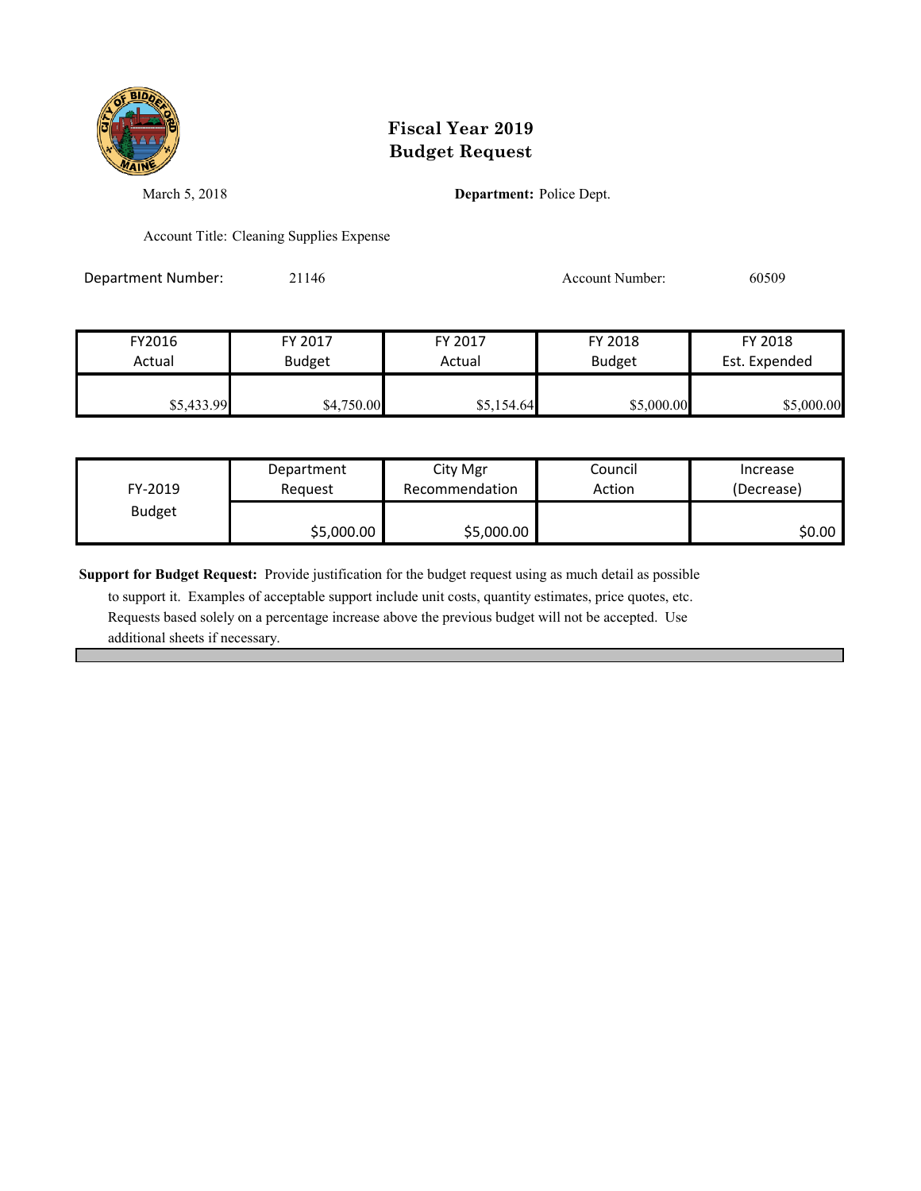# Fiscal Year 2019
# Budget Request

March 5, 2018

**Department:** Police Dept.

Account Title: Cleaning Supplies Expense

Department Number: 21146

Account Number: 60509

| FY2016 Actual | FY 2017 Budget | FY 2017 Actual | FY 2018 Budget | FY 2018 Est. Expended |
|---|---|---|---|---|
| $5,433.99 | $4,750.00 | $5,154.64 | $5,000.00 | $5,000.00 |

| FY-2019 Budget | Department Request | City Mgr Recommendation | Council Action | Increase (Decrease) |
|---|---|---|---|---|
| | $5,000.00 | $5,000.00 | | $0.00 |

**Support for Budget Request:** Provide justification for the budget request using as much detail as possible to support it. Examples of acceptable support include unit costs, quantity estimates, price quotes, etc. Requests based solely on a percentage increase above the previous budget will not be accepted. Use additional sheets if necessary.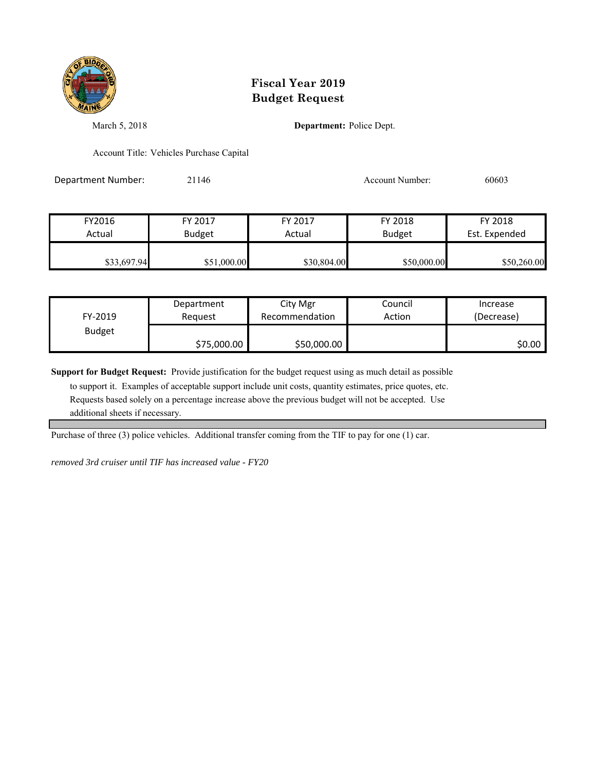# Fiscal Year 2019
# Budget Request

March 5, 2018

**Department:** Police Dept.

Account Title: Vehicles Purchase Capital

Department Number: 21146

Account Number: 60603

| FY2016 Actual | FY 2017 Budget | FY 2017 Actual | FY 2018 Budget | FY 2018 Est. Expended |
|---|---|---|---|---|
| $33,697.94 | $51,000.00 | $30,804.00 | $50,000.00 | $50,260.00 |

| FY-2019 Budget | Department Request | City Mgr Recommendation | Council Action | Increase (Decrease) |
|---|---|---|---|---|
| | $75,000.00 | $50,000.00 | | $0.00 |

**Support for Budget Request:** Provide justification for the budget request using as much detail as possible to support it. Examples of acceptable support include unit costs, quantity estimates, price quotes, etc. Requests based solely on a percentage increase above the previous budget will not be accepted. Use additional sheets if necessary.

Purchase of three (3) police vehicles. Additional transfer coming from the TIF to pay for one (1) car.

*removed 3rd cruiser until TIF has increased value - FY20*